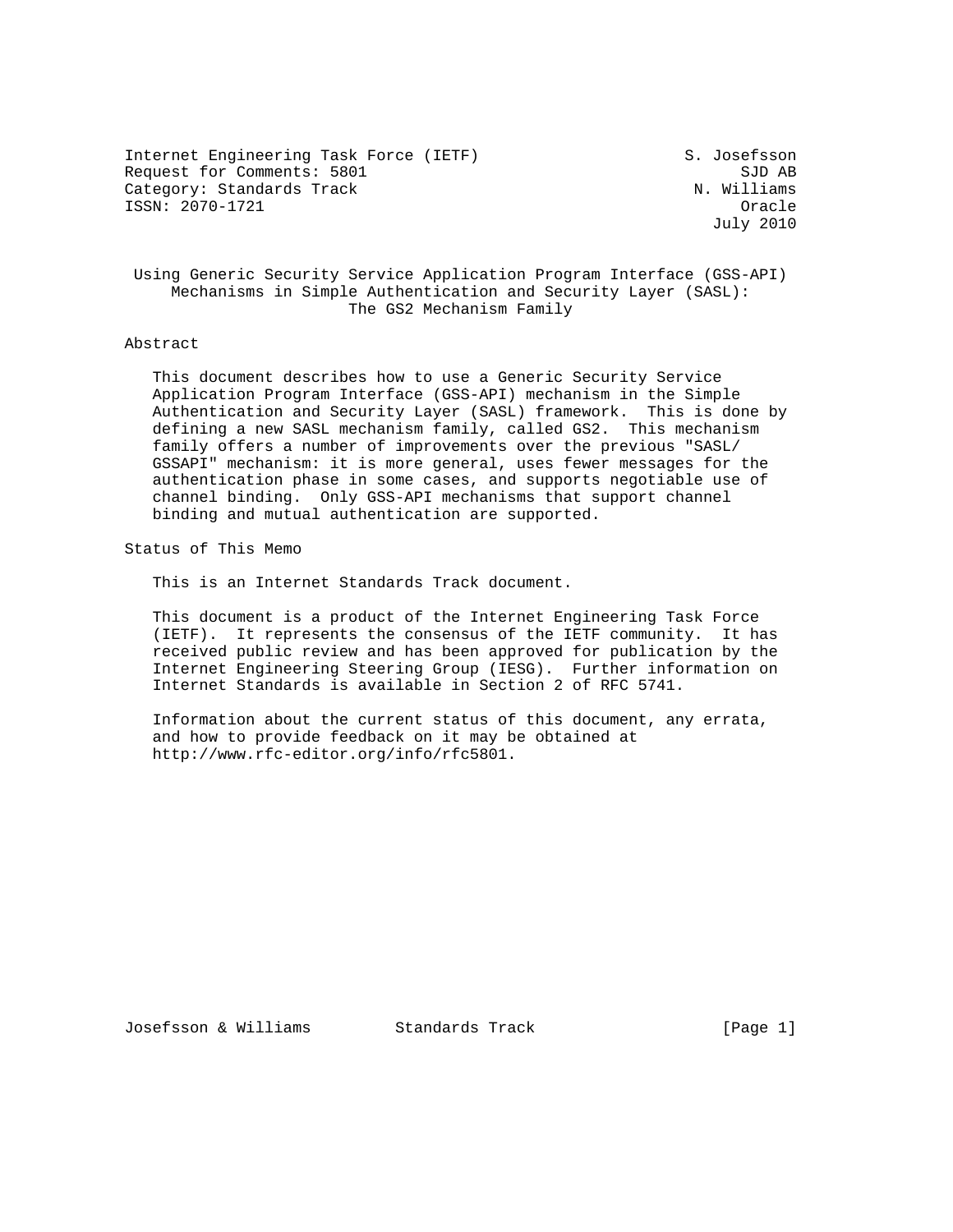Internet Engineering Task Force (IETF) S. Josefsson
Request for Comments: 5801 SJD AB
Category: Standards Track N. Williams
ISSN: 2070-1721 Oracle
July 2010

# Using Generic Security Service Application Program Interface (GSS-API) Mechanisms in Simple Authentication and Security Layer (SASL): The GS2 Mechanism Family

## Abstract

This document describes how to use a Generic Security Service Application Program Interface (GSS-API) mechanism in the Simple Authentication and Security Layer (SASL) framework. This is done by defining a new SASL mechanism family, called GS2. This mechanism family offers a number of improvements over the previous "SASL/GSSAPI" mechanism: it is more general, uses fewer messages for the authentication phase in some cases, and supports negotiable use of channel binding. Only GSS-API mechanisms that support channel binding and mutual authentication are supported.

## Status of This Memo

This is an Internet Standards Track document.

This document is a product of the Internet Engineering Task Force (IETF). It represents the consensus of the IETF community. It has received public review and has been approved for publication by the Internet Engineering Steering Group (IESG). Further information on Internet Standards is available in Section 2 of RFC 5741.

Information about the current status of this document, any errata, and how to provide feedback on it may be obtained at http://www.rfc-editor.org/info/rfc5801.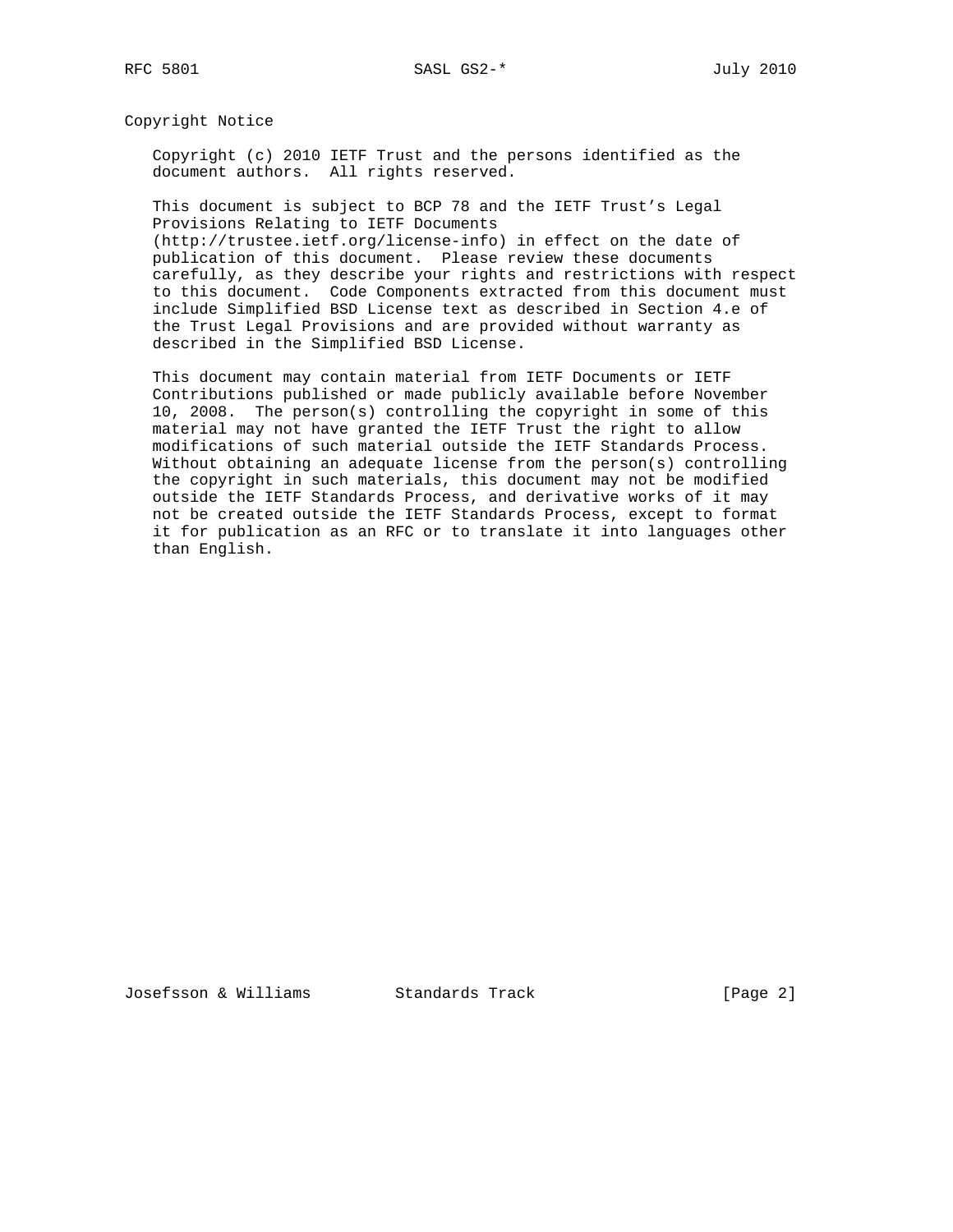## Copyright Notice

Copyright (c) 2010 IETF Trust and the persons identified as the document authors. All rights reserved.

This document is subject to BCP 78 and the IETF Trust's Legal Provisions Relating to IETF Documents (http://trustee.ietf.org/license-info) in effect on the date of publication of this document. Please review these documents carefully, as they describe your rights and restrictions with respect to this document. Code Components extracted from this document must include Simplified BSD License text as described in Section 4.e of the Trust Legal Provisions and are provided without warranty as described in the Simplified BSD License.

This document may contain material from IETF Documents or IETF Contributions published or made publicly available before November 10, 2008. The person(s) controlling the copyright in some of this material may not have granted the IETF Trust the right to allow modifications of such material outside the IETF Standards Process. Without obtaining an adequate license from the person(s) controlling the copyright in such materials, this document may not be modified outside the IETF Standards Process, and derivative works of it may not be created outside the IETF Standards Process, except to format it for publication as an RFC or to translate it into languages other than English.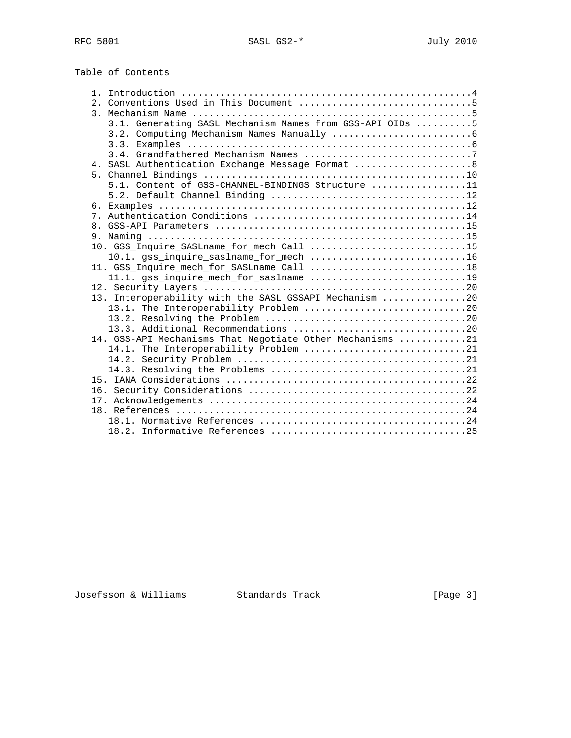Table of Contents

```
   1. Introduction ....................................................4
   2. Conventions Used in This Document ...............................5
   3. Mechanism Name ..................................................5
      3.1. Generating SASL Mechanism Names from GSS-API OIDs ..........5
      3.2. Computing Mechanism Names Manually .........................6
      3.3. Examples ...................................................6
      3.4. Grandfathered Mechanism Names ..............................7
   4. SASL Authentication Exchange Message Format .....................8
   5. Channel Bindings ...............................................10
      5.1. Content of GSS-CHANNEL-BINDINGS Structure .................11
      5.2. Default Channel Binding ...................................12
   6. Examples .......................................................12
   7. Authentication Conditions ......................................14
   8. GSS-API Parameters .............................................15
   9. Naming .........................................................15
   10. GSS_Inquire_SASLname_for_mech Call ............................15
      10.1. gss_inquire_saslname_for_mech ............................16
   11. GSS_Inquire_mech_for_SASLname Call ............................18
      11.1. gss_inquire_mech_for_saslname ............................19
   12. Security Layers ...............................................20
   13. Interoperability with the SASL GSSAPI Mechanism ...............20
      13.1. The Interoperability Problem .............................20
      13.2. Resolving the Problem ....................................20
      13.3. Additional Recommendations ...............................20
   14. GSS-API Mechanisms That Negotiate Other Mechanisms ............21
      14.1. The Interoperability Problem .............................21
      14.2. Security Problem .........................................21
      14.3. Resolving the Problems ...................................21
   15. IANA Considerations ...........................................22
   16. Security Considerations .......................................22
   17. Acknowledgements ..............................................24
   18. References ....................................................24
      18.1. Normative References .....................................24
      18.2. Informative References ...................................25
```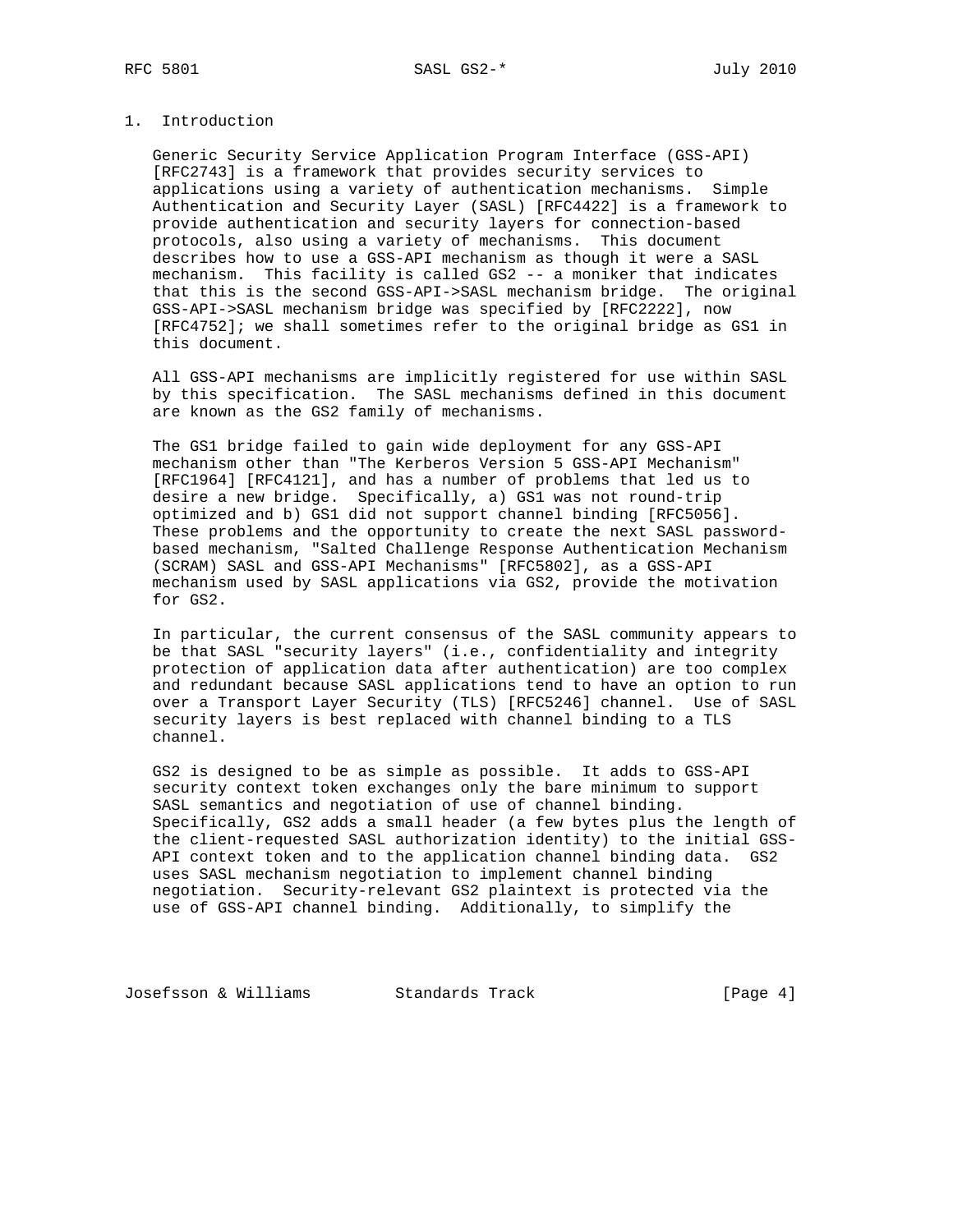# 1. Introduction

Generic Security Service Application Program Interface (GSS-API) [RFC2743] is a framework that provides security services to applications using a variety of authentication mechanisms. Simple Authentication and Security Layer (SASL) [RFC4422] is a framework to provide authentication and security layers for connection-based protocols, also using a variety of mechanisms. This document describes how to use a GSS-API mechanism as though it were a SASL mechanism. This facility is called GS2 -- a moniker that indicates that this is the second GSS-API->SASL mechanism bridge. The original GSS-API->SASL mechanism bridge was specified by [RFC2222], now [RFC4752]; we shall sometimes refer to the original bridge as GS1 in this document.

All GSS-API mechanisms are implicitly registered for use within SASL by this specification. The SASL mechanisms defined in this document are known as the GS2 family of mechanisms.

The GS1 bridge failed to gain wide deployment for any GSS-API mechanism other than "The Kerberos Version 5 GSS-API Mechanism" [RFC1964] [RFC4121], and has a number of problems that led us to desire a new bridge. Specifically, a) GS1 was not round-trip optimized and b) GS1 did not support channel binding [RFC5056]. These problems and the opportunity to create the next SASL password-based mechanism, "Salted Challenge Response Authentication Mechanism (SCRAM) SASL and GSS-API Mechanisms" [RFC5802], as a GSS-API mechanism used by SASL applications via GS2, provide the motivation for GS2.

In particular, the current consensus of the SASL community appears to be that SASL "security layers" (i.e., confidentiality and integrity protection of application data after authentication) are too complex and redundant because SASL applications tend to have an option to run over a Transport Layer Security (TLS) [RFC5246] channel. Use of SASL security layers is best replaced with channel binding to a TLS channel.

GS2 is designed to be as simple as possible. It adds to GSS-API security context token exchanges only the bare minimum to support SASL semantics and negotiation of use of channel binding. Specifically, GS2 adds a small header (a few bytes plus the length of the client-requested SASL authorization identity) to the initial GSS-API context token and to the application channel binding data. GS2 uses SASL mechanism negotiation to implement channel binding negotiation. Security-relevant GS2 plaintext is protected via the use of GSS-API channel binding. Additionally, to simplify the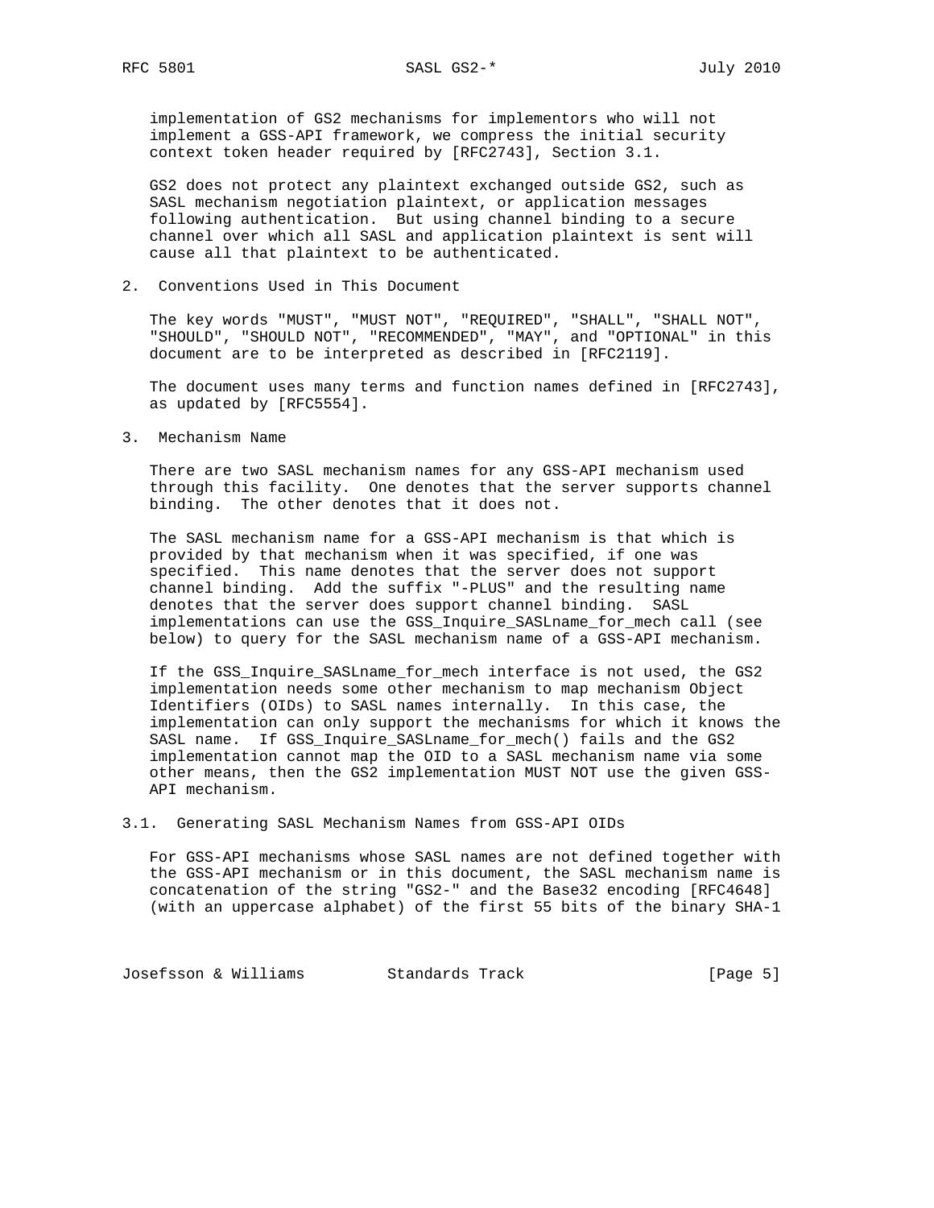implementation of GS2 mechanisms for implementors who will not implement a GSS-API framework, we compress the initial security context token header required by [RFC2743], Section 3.1.

GS2 does not protect any plaintext exchanged outside GS2, such as SASL mechanism negotiation plaintext, or application messages following authentication. But using channel binding to a secure channel over which all SASL and application plaintext is sent will cause all that plaintext to be authenticated.

## 2. Conventions Used in This Document

The key words "MUST", "MUST NOT", "REQUIRED", "SHALL", "SHALL NOT", "SHOULD", "SHOULD NOT", "RECOMMENDED", "MAY", and "OPTIONAL" in this document are to be interpreted as described in [RFC2119].

The document uses many terms and function names defined in [RFC2743], as updated by [RFC5554].

## 3. Mechanism Name

There are two SASL mechanism names for any GSS-API mechanism used through this facility. One denotes that the server supports channel binding. The other denotes that it does not.

The SASL mechanism name for a GSS-API mechanism is that which is provided by that mechanism when it was specified, if one was specified. This name denotes that the server does not support channel binding. Add the suffix "-PLUS" and the resulting name denotes that the server does support channel binding. SASL implementations can use the GSS_Inquire_SASLname_for_mech call (see below) to query for the SASL mechanism name of a GSS-API mechanism.

If the GSS_Inquire_SASLname_for_mech interface is not used, the GS2 implementation needs some other mechanism to map mechanism Object Identifiers (OIDs) to SASL names internally. In this case, the implementation can only support the mechanisms for which it knows the SASL name. If GSS_Inquire_SASLname_for_mech() fails and the GS2 implementation cannot map the OID to a SASL mechanism name via some other means, then the GS2 implementation MUST NOT use the given GSS-API mechanism.

### 3.1. Generating SASL Mechanism Names from GSS-API OIDs

For GSS-API mechanisms whose SASL names are not defined together with the GSS-API mechanism or in this document, the SASL mechanism name is concatenation of the string "GS2-" and the Base32 encoding [RFC4648] (with an uppercase alphabet) of the first 55 bits of the binary SHA-1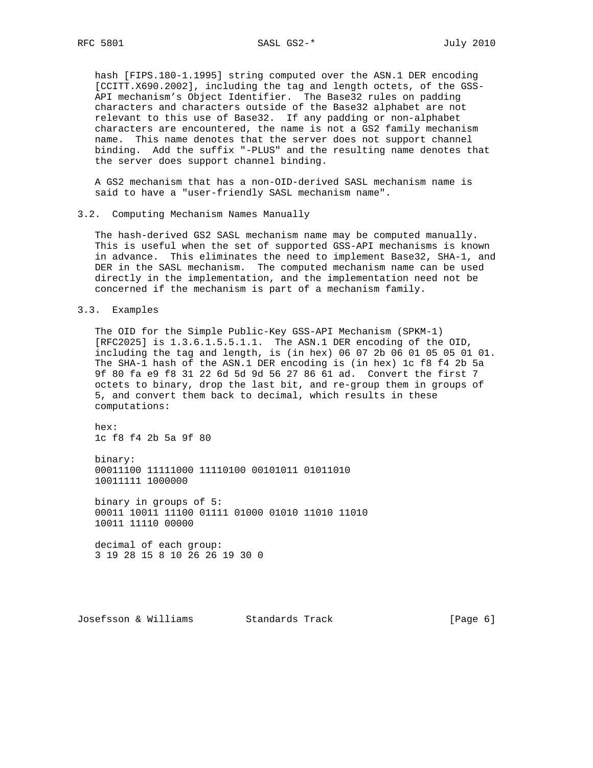hash [FIPS.180-1.1995] string computed over the ASN.1 DER encoding [CCITT.X690.2002], including the tag and length octets, of the GSS-API mechanism's Object Identifier. The Base32 rules on padding characters and characters outside of the Base32 alphabet are not relevant to this use of Base32. If any padding or non-alphabet characters are encountered, the name is not a GS2 family mechanism name. This name denotes that the server does not support channel binding. Add the suffix "-PLUS" and the resulting name denotes that the server does support channel binding.

A GS2 mechanism that has a non-OID-derived SASL mechanism name is said to have a "user-friendly SASL mechanism name".

### 3.2. Computing Mechanism Names Manually

The hash-derived GS2 SASL mechanism name may be computed manually. This is useful when the set of supported GSS-API mechanisms is known in advance. This eliminates the need to implement Base32, SHA-1, and DER in the SASL mechanism. The computed mechanism name can be used directly in the implementation, and the implementation need not be concerned if the mechanism is part of a mechanism family.

### 3.3. Examples

The OID for the Simple Public-Key GSS-API Mechanism (SPKM-1) [RFC2025] is 1.3.6.1.5.5.1.1. The ASN.1 DER encoding of the OID, including the tag and length, is (in hex) 06 07 2b 06 01 05 05 01 01. The SHA-1 hash of the ASN.1 DER encoding is (in hex) 1c f8 f4 2b 5a 9f 80 fa e9 f8 31 22 6d 5d 9d 56 27 86 61 ad. Convert the first 7 octets to binary, drop the last bit, and re-group them in groups of 5, and convert them back to decimal, which results in these computations:

```
hex:
1c f8 f4 2b 5a 9f 80

binary:
00011100 11111000 11110100 00101011 01011010
10011111 1000000

binary in groups of 5:
00011 10011 11100 01111 01000 01010 11010 11010
10011 11110 00000

decimal of each group:
3 19 28 15 8 10 26 26 19 30 0
```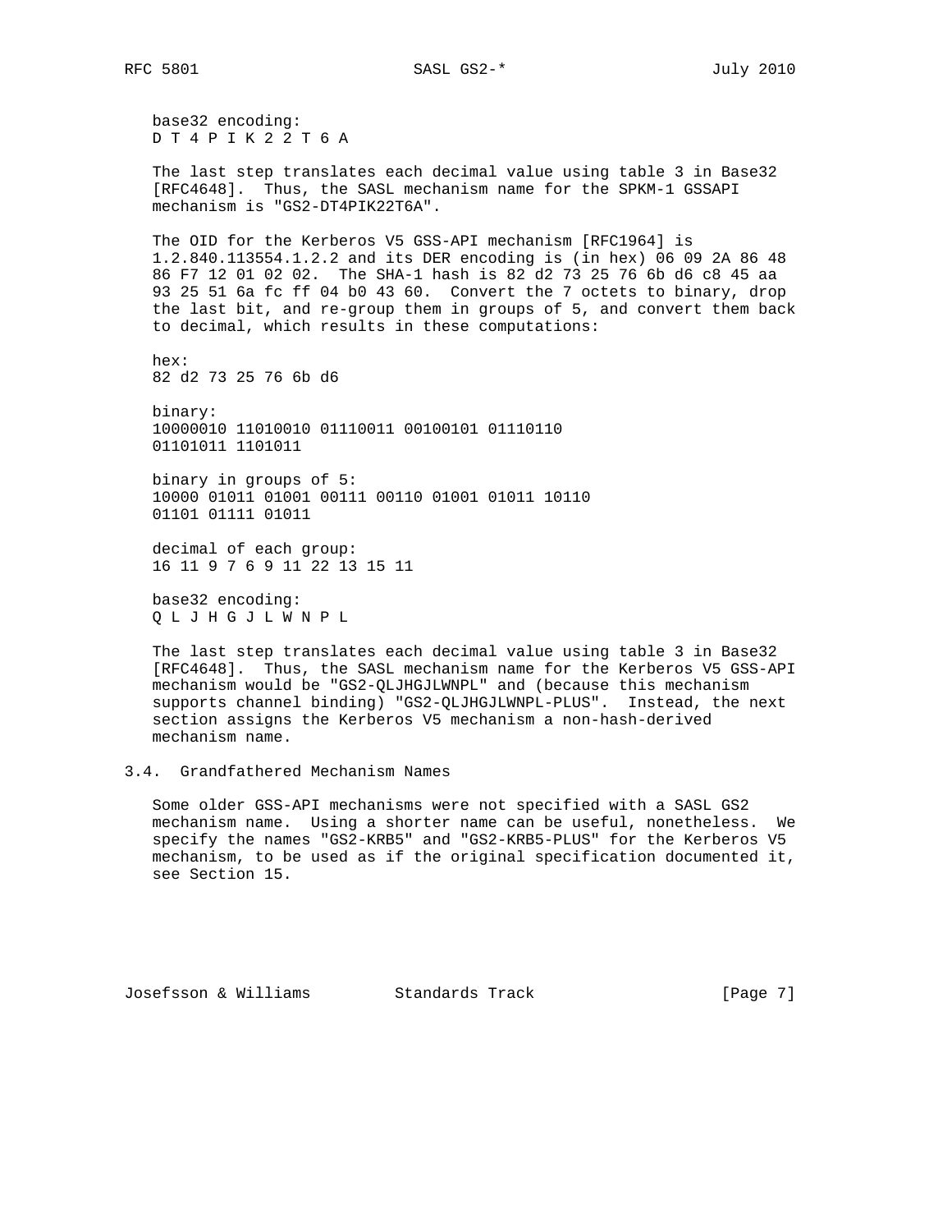base32 encoding:
D T 4 P I K 2 2 T 6 A

The last step translates each decimal value using table 3 in Base32 [RFC4648]. Thus, the SASL mechanism name for the SPKM-1 GSSAPI mechanism is "GS2-DT4PIK22T6A".

The OID for the Kerberos V5 GSS-API mechanism [RFC1964] is 1.2.840.113554.1.2.2 and its DER encoding is (in hex) 06 09 2A 86 48 86 F7 12 01 02 02. The SHA-1 hash is 82 d2 73 25 76 6b d6 c8 45 aa 93 25 51 6a fc ff 04 b0 43 60. Convert the 7 octets to binary, drop the last bit, and re-group them in groups of 5, and convert them back to decimal, which results in these computations:

hex:
82 d2 73 25 76 6b d6

binary:
10000010 11010010 01110011 00100101 01110110
01101011 1101011

binary in groups of 5:
10000 01011 01001 00111 00110 01001 01011 10110
01101 01111 01011

decimal of each group:
16 11 9 7 6 9 11 22 13 15 11

base32 encoding:
Q L J H G J L W N P L

The last step translates each decimal value using table 3 in Base32 [RFC4648]. Thus, the SASL mechanism name for the Kerberos V5 GSS-API mechanism would be "GS2-QLJHGJLWNPL" and (because this mechanism supports channel binding) "GS2-QLJHGJLWNPL-PLUS". Instead, the next section assigns the Kerberos V5 mechanism a non-hash-derived mechanism name.

### 3.4. Grandfathered Mechanism Names

Some older GSS-API mechanisms were not specified with a SASL GS2 mechanism name. Using a shorter name can be useful, nonetheless. We specify the names "GS2-KRB5" and "GS2-KRB5-PLUS" for the Kerberos V5 mechanism, to be used as if the original specification documented it, see Section 15.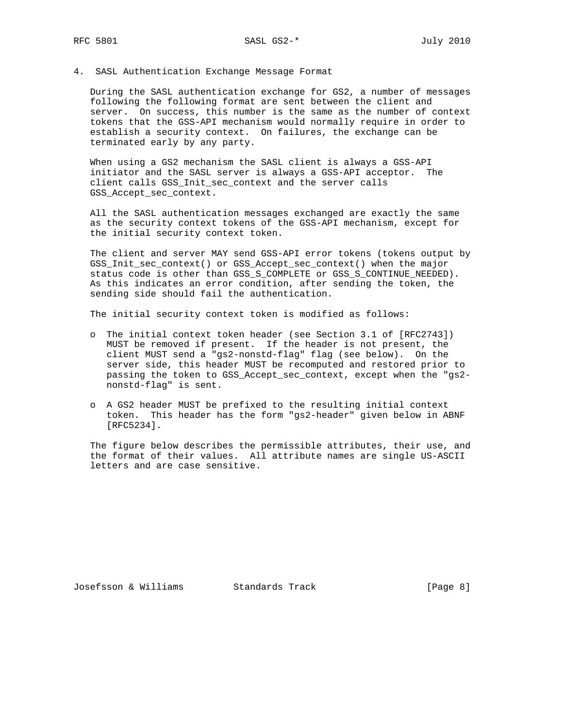## 4. SASL Authentication Exchange Message Format

During the SASL authentication exchange for GS2, a number of messages following the following format are sent between the client and server. On success, this number is the same as the number of context tokens that the GSS-API mechanism would normally require in order to establish a security context. On failures, the exchange can be terminated early by any party.

When using a GS2 mechanism the SASL client is always a GSS-API initiator and the SASL server is always a GSS-API acceptor. The client calls GSS_Init_sec_context and the server calls GSS_Accept_sec_context.

All the SASL authentication messages exchanged are exactly the same as the security context tokens of the GSS-API mechanism, except for the initial security context token.

The client and server MAY send GSS-API error tokens (tokens output by GSS_Init_sec_context() or GSS_Accept_sec_context() when the major status code is other than GSS_S_COMPLETE or GSS_S_CONTINUE_NEEDED). As this indicates an error condition, after sending the token, the sending side should fail the authentication.

The initial security context token is modified as follows:

- The initial context token header (see Section 3.1 of [RFC2743]) MUST be removed if present. If the header is not present, the client MUST send a "gs2-nonstd-flag" flag (see below). On the server side, this header MUST be recomputed and restored prior to passing the token to GSS_Accept_sec_context, except when the "gs2-nonstd-flag" is sent.

- A GS2 header MUST be prefixed to the resulting initial context token. This header has the form "gs2-header" given below in ABNF [RFC5234].

The figure below describes the permissible attributes, their use, and the format of their values. All attribute names are single US-ASCII letters and are case sensitive.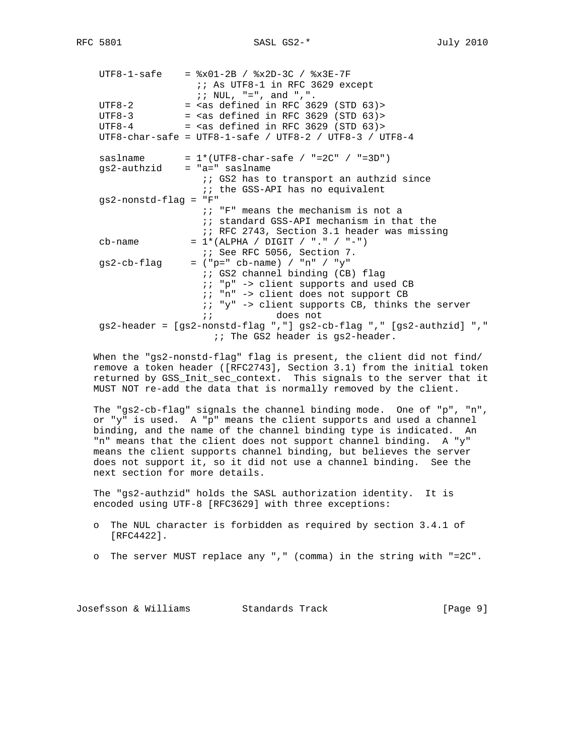```
     UTF8-1-safe    = %x01-2B / %x2D-3C / %x3E-7F
                      ;; As UTF8-1 in RFC 3629 except
                      ;; NUL, "=", and ",".
     UTF8-2         = <as defined in RFC 3629 (STD 63)>
     UTF8-3         = <as defined in RFC 3629 (STD 63)>
     UTF8-4         = <as defined in RFC 3629 (STD 63)>
     UTF8-char-safe = UTF8-1-safe / UTF8-2 / UTF8-3 / UTF8-4

     saslname       = 1*(UTF8-char-safe / "=2C" / "=3D")
     gs2-authzid    = "a=" saslname
                       ;; GS2 has to transport an authzid since
                       ;; the GSS-API has no equivalent
     gs2-nonstd-flag = "F"
                       ;; "F" means the mechanism is not a
                       ;; standard GSS-API mechanism in that the
                       ;; RFC 2743, Section 3.1 header was missing
     cb-name         = 1*(ALPHA / DIGIT / "." / "-")
                       ;; See RFC 5056, Section 7.
     gs2-cb-flag     = ("p=" cb-name) / "n" / "y"
                       ;; GS2 channel binding (CB) flag
                       ;; "p" -> client supports and used CB
                       ;; "n" -> client does not support CB
                       ;; "y" -> client supports CB, thinks the server
                       ;;           does not
     gs2-header = [gs2-nonstd-flag ","] gs2-cb-flag "," [gs2-authzid] ","
                         ;; The GS2 header is gs2-header.
```

When the "gs2-nonstd-flag" flag is present, the client did not find/remove a token header ([RFC2743], Section 3.1) from the initial token returned by GSS_Init_sec_context. This signals to the server that it MUST NOT re-add the data that is normally removed by the client.

The "gs2-cb-flag" signals the channel binding mode. One of "p", "n", or "y" is used. A "p" means the client supports and used a channel binding, and the name of the channel binding type is indicated. An "n" means that the client does not support channel binding. A "y" means the client supports channel binding, but believes the server does not support it, so it did not use a channel binding. See the next section for more details.

The "gs2-authzid" holds the SASL authorization identity. It is encoded using UTF-8 [RFC3629] with three exceptions:

- The NUL character is forbidden as required by section 3.4.1 of [RFC4422].

- The server MUST replace any "," (comma) in the string with "=2C".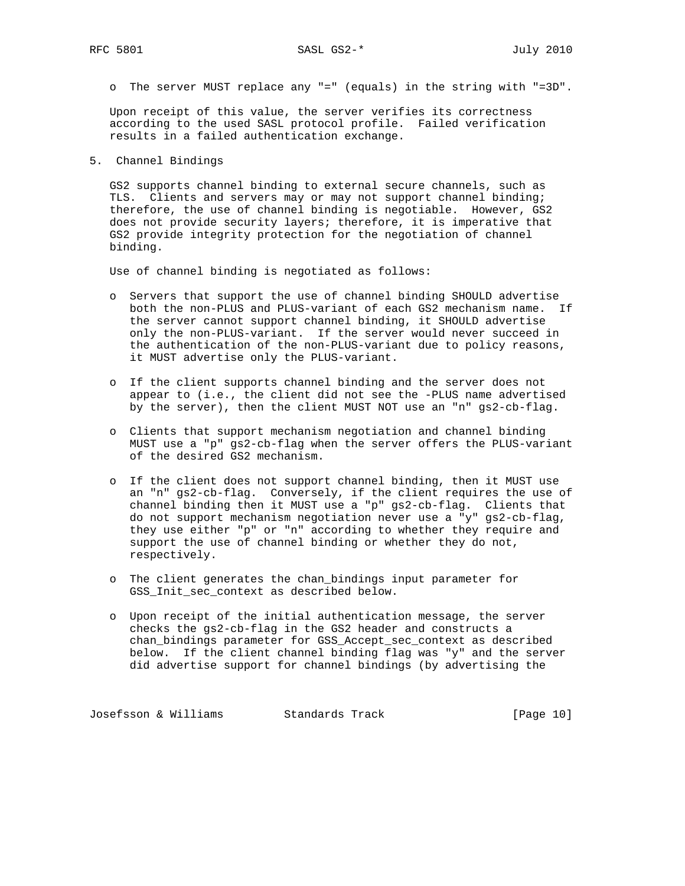- The server MUST replace any "=" (equals) in the string with "=3D".

Upon receipt of this value, the server verifies its correctness according to the used SASL protocol profile. Failed verification results in a failed authentication exchange.

## 5. Channel Bindings

GS2 supports channel binding to external secure channels, such as TLS. Clients and servers may or may not support channel binding; therefore, the use of channel binding is negotiable. However, GS2 does not provide security layers; therefore, it is imperative that GS2 provide integrity protection for the negotiation of channel binding.

Use of channel binding is negotiated as follows:

- Servers that support the use of channel binding SHOULD advertise both the non-PLUS and PLUS-variant of each GS2 mechanism name. If the server cannot support channel binding, it SHOULD advertise only the non-PLUS-variant. If the server would never succeed in the authentication of the non-PLUS-variant due to policy reasons, it MUST advertise only the PLUS-variant.

- If the client supports channel binding and the server does not appear to (i.e., the client did not see the -PLUS name advertised by the server), then the client MUST NOT use an "n" gs2-cb-flag.

- Clients that support mechanism negotiation and channel binding MUST use a "p" gs2-cb-flag when the server offers the PLUS-variant of the desired GS2 mechanism.

- If the client does not support channel binding, then it MUST use an "n" gs2-cb-flag. Conversely, if the client requires the use of channel binding then it MUST use a "p" gs2-cb-flag. Clients that do not support mechanism negotiation never use a "y" gs2-cb-flag, they use either "p" or "n" according to whether they require and support the use of channel binding or whether they do not, respectively.

- The client generates the chan_bindings input parameter for GSS_Init_sec_context as described below.

- Upon receipt of the initial authentication message, the server checks the gs2-cb-flag in the GS2 header and constructs a chan_bindings parameter for GSS_Accept_sec_context as described below. If the client channel binding flag was "y" and the server did advertise support for channel bindings (by advertising the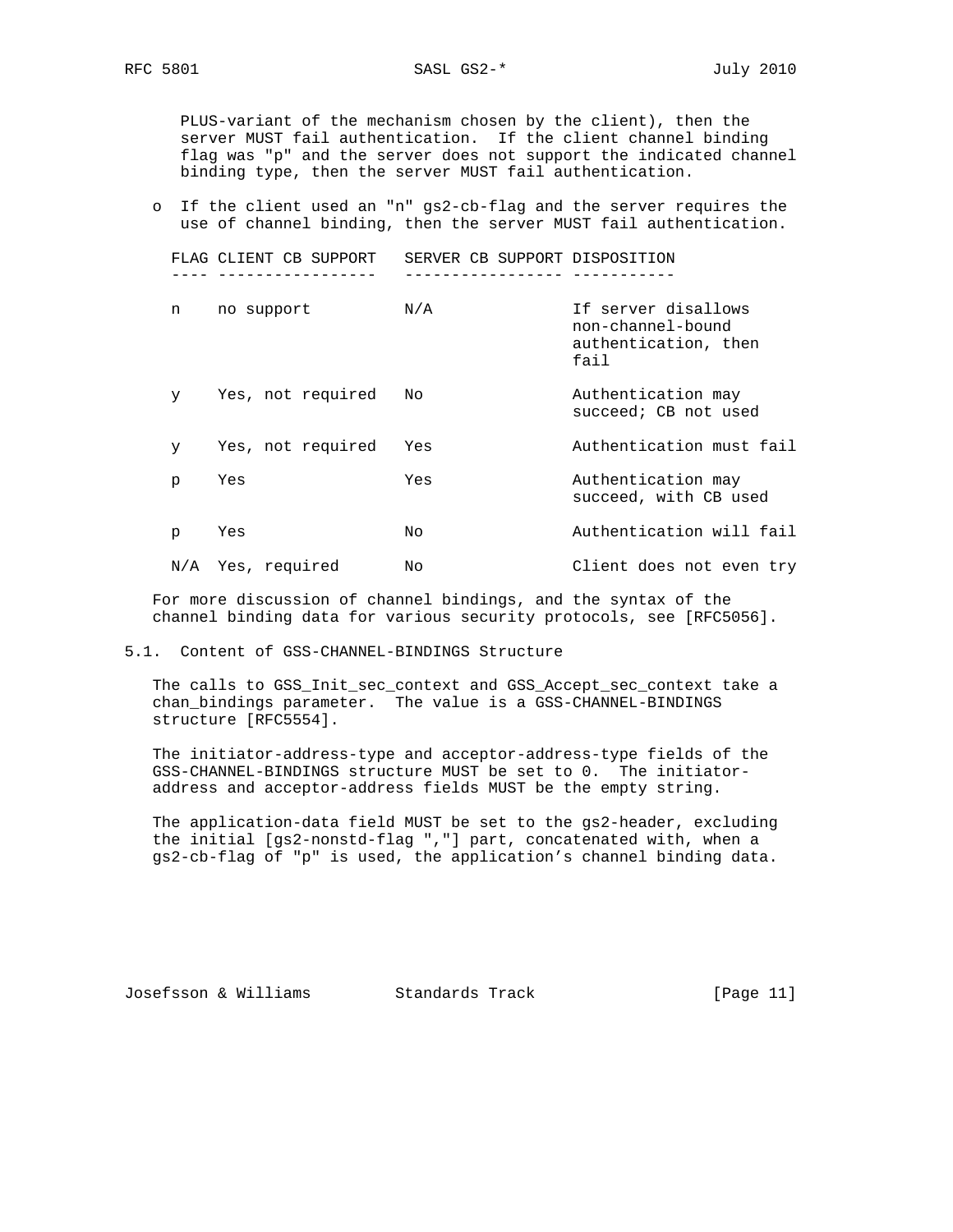PLUS-variant of the mechanism chosen by the client), then the server MUST fail authentication. If the client channel binding flag was "p" and the server does not support the indicated channel binding type, then the server MUST fail authentication.

- If the client used an "n" gs2-cb-flag and the server requires the use of channel binding, then the server MUST fail authentication.

| FLAG | CLIENT CB SUPPORT | SERVER CB SUPPORT | DISPOSITION |
|---|---|---|---|
| n | no support | N/A | If server disallows non-channel-bound authentication, then fail |
| y | Yes, not required | No | Authentication may succeed; CB not used |
| y | Yes, not required | Yes | Authentication must fail |
| p | Yes | Yes | Authentication may succeed, with CB used |
| p | Yes | No | Authentication will fail |
| N/A | Yes, required | No | Client does not even try |

For more discussion of channel bindings, and the syntax of the channel binding data for various security protocols, see [RFC5056].

### 5.1. Content of GSS-CHANNEL-BINDINGS Structure

The calls to GSS_Init_sec_context and GSS_Accept_sec_context take a chan_bindings parameter. The value is a GSS-CHANNEL-BINDINGS structure [RFC5554].

The initiator-address-type and acceptor-address-type fields of the GSS-CHANNEL-BINDINGS structure MUST be set to 0. The initiator-address and acceptor-address fields MUST be the empty string.

The application-data field MUST be set to the gs2-header, excluding the initial [gs2-nonstd-flag ","] part, concatenated with, when a gs2-cb-flag of "p" is used, the application's channel binding data.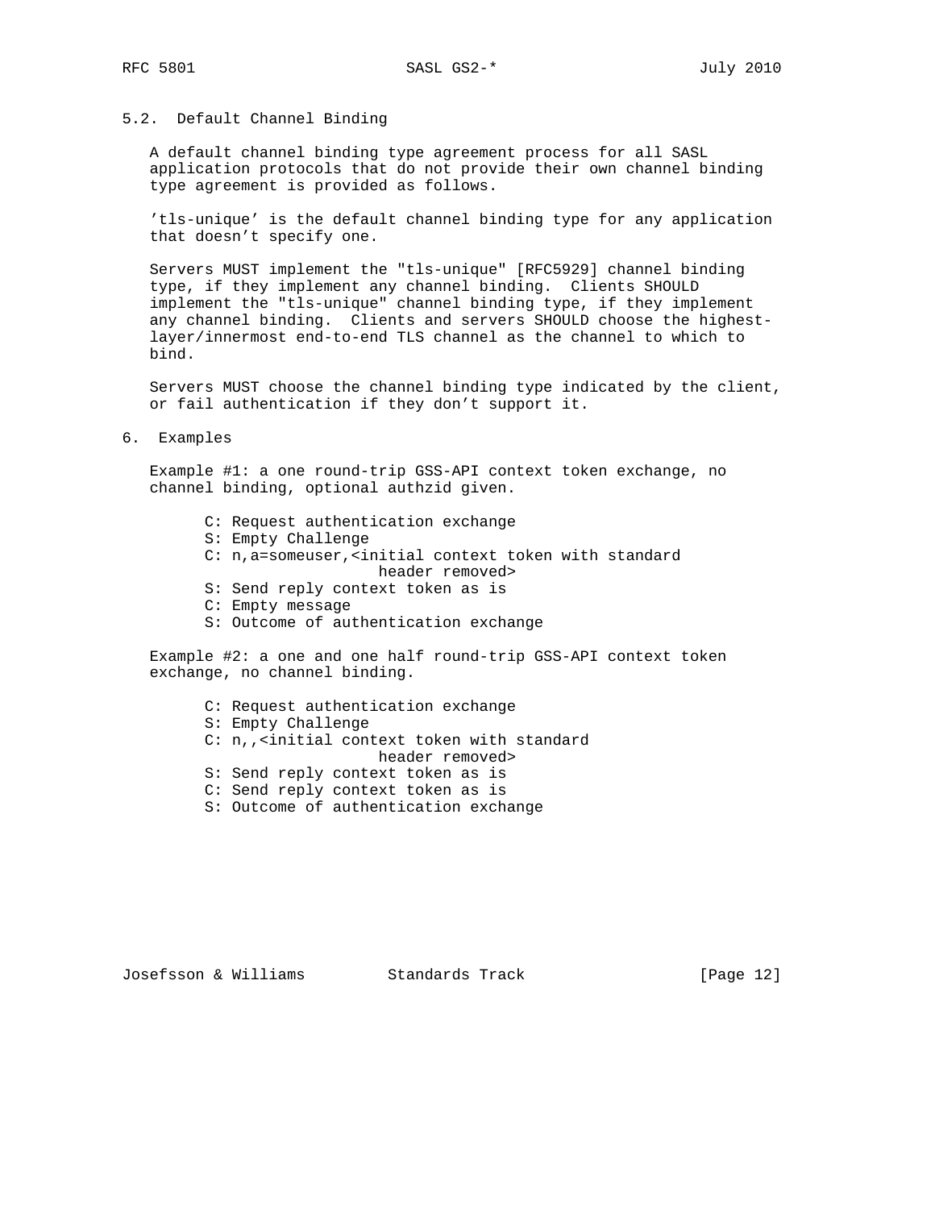## 5.2. Default Channel Binding

A default channel binding type agreement process for all SASL application protocols that do not provide their own channel binding type agreement is provided as follows.

'tls-unique' is the default channel binding type for any application that doesn't specify one.

Servers MUST implement the "tls-unique" [RFC5929] channel binding type, if they implement any channel binding. Clients SHOULD implement the "tls-unique" channel binding type, if they implement any channel binding. Clients and servers SHOULD choose the highest-layer/innermost end-to-end TLS channel as the channel to which to bind.

Servers MUST choose the channel binding type indicated by the client, or fail authentication if they don't support it.

# 6. Examples

Example #1: a one round-trip GSS-API context token exchange, no channel binding, optional authzid given.

```
C: Request authentication exchange
S: Empty Challenge
C: n,a=someuser,<initial context token with standard
                   header removed>
S: Send reply context token as is
C: Empty message
S: Outcome of authentication exchange
```

Example #2: a one and one half round-trip GSS-API context token exchange, no channel binding.

```
C: Request authentication exchange
S: Empty Challenge
C: n,,<initial context token with standard
                   header removed>
S: Send reply context token as is
C: Send reply context token as is
S: Outcome of authentication exchange
```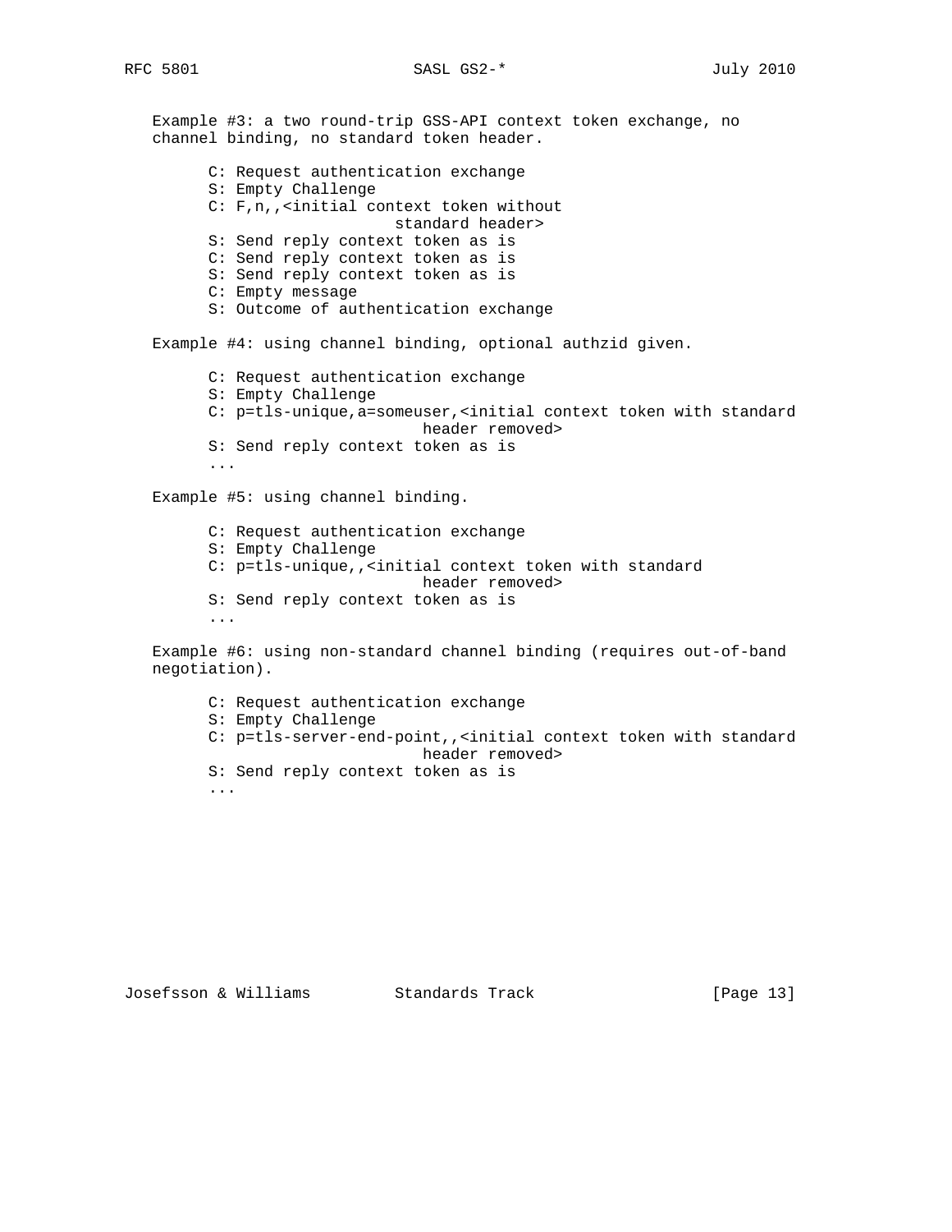Example #3: a two round-trip GSS-API context token exchange, no channel binding, no standard token header.

```
C: Request authentication exchange
S: Empty Challenge
C: F,n,,<initial context token without
                   standard header>
S: Send reply context token as is
C: Send reply context token as is
S: Send reply context token as is
C: Empty message
S: Outcome of authentication exchange
```

Example #4: using channel binding, optional authzid given.

```
C: Request authentication exchange
S: Empty Challenge
C: p=tls-unique,a=someuser,<initial context token with standard
                      header removed>
S: Send reply context token as is
...
```

Example #5: using channel binding.

```
C: Request authentication exchange
S: Empty Challenge
C: p=tls-unique,,<initial context token with standard
                      header removed>
S: Send reply context token as is
...
```

Example #6: using non-standard channel binding (requires out-of-band negotiation).

```
C: Request authentication exchange
S: Empty Challenge
C: p=tls-server-end-point,,<initial context token with standard
                      header removed>
S: Send reply context token as is
...
```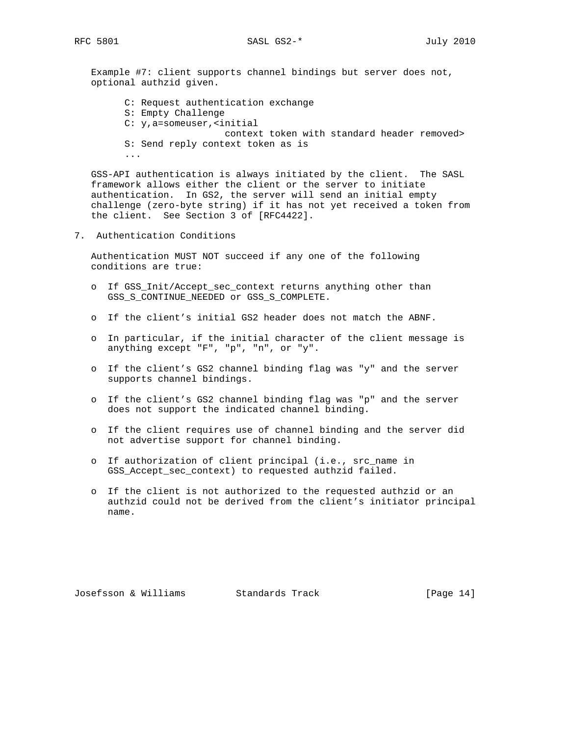Example #7: client supports channel bindings but server does not, optional authzid given.

```
C: Request authentication exchange
S: Empty Challenge
C: y,a=someuser,<initial
                  context token with standard header removed>
S: Send reply context token as is
...
```

GSS-API authentication is always initiated by the client. The SASL framework allows either the client or the server to initiate authentication. In GS2, the server will send an initial empty challenge (zero-byte string) if it has not yet received a token from the client. See Section 3 of [RFC4422].

## 7. Authentication Conditions

Authentication MUST NOT succeed if any one of the following conditions are true:

- If GSS_Init/Accept_sec_context returns anything other than GSS_S_CONTINUE_NEEDED or GSS_S_COMPLETE.

- If the client's initial GS2 header does not match the ABNF.

- In particular, if the initial character of the client message is anything except "F", "p", "n", or "y".

- If the client's GS2 channel binding flag was "y" and the server supports channel bindings.

- If the client's GS2 channel binding flag was "p" and the server does not support the indicated channel binding.

- If the client requires use of channel binding and the server did not advertise support for channel binding.

- If authorization of client principal (i.e., src_name in GSS_Accept_sec_context) to requested authzid failed.

- If the client is not authorized to the requested authzid or an authzid could not be derived from the client's initiator principal name.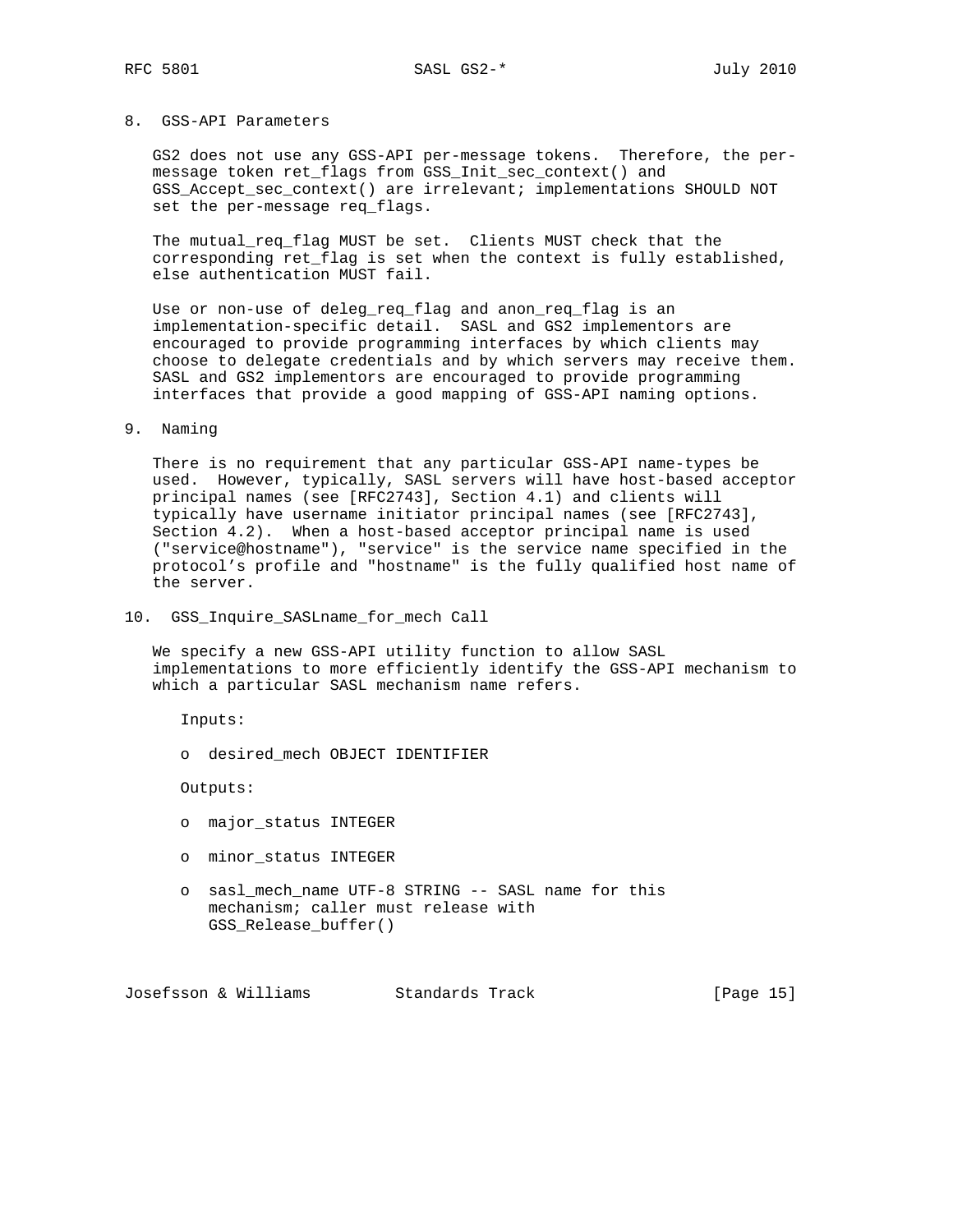## 8. GSS-API Parameters

GS2 does not use any GSS-API per-message tokens. Therefore, the per-message token ret_flags from GSS_Init_sec_context() and GSS_Accept_sec_context() are irrelevant; implementations SHOULD NOT set the per-message req_flags.

The mutual_req_flag MUST be set. Clients MUST check that the corresponding ret_flag is set when the context is fully established, else authentication MUST fail.

Use or non-use of deleg_req_flag and anon_req_flag is an implementation-specific detail. SASL and GS2 implementors are encouraged to provide programming interfaces by which clients may choose to delegate credentials and by which servers may receive them. SASL and GS2 implementors are encouraged to provide programming interfaces that provide a good mapping of GSS-API naming options.

## 9. Naming

There is no requirement that any particular GSS-API name-types be used. However, typically, SASL servers will have host-based acceptor principal names (see [RFC2743], Section 4.1) and clients will typically have username initiator principal names (see [RFC2743], Section 4.2). When a host-based acceptor principal name is used ("service@hostname"), "service" is the service name specified in the protocol's profile and "hostname" is the fully qualified host name of the server.

## 10. GSS_Inquire_SASLname_for_mech Call

We specify a new GSS-API utility function to allow SASL implementations to more efficiently identify the GSS-API mechanism to which a particular SASL mechanism name refers.

Inputs:

- desired_mech OBJECT IDENTIFIER

Outputs:

- major_status INTEGER
- minor_status INTEGER
- sasl_mech_name UTF-8 STRING -- SASL name for this mechanism; caller must release with GSS_Release_buffer()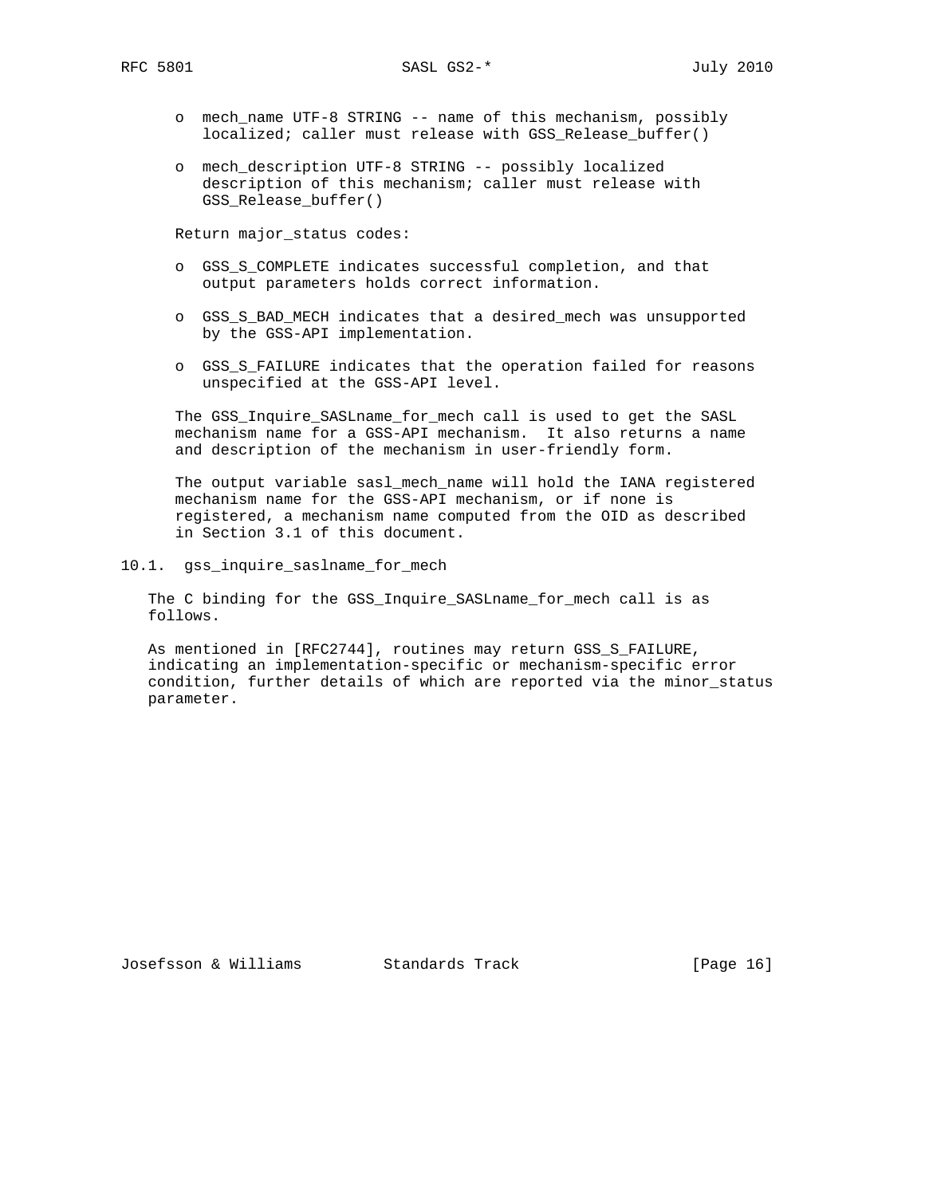- mech_name UTF-8 STRING -- name of this mechanism, possibly localized; caller must release with GSS_Release_buffer()

- mech_description UTF-8 STRING -- possibly localized description of this mechanism; caller must release with GSS_Release_buffer()

Return major_status codes:

- GSS_S_COMPLETE indicates successful completion, and that output parameters holds correct information.

- GSS_S_BAD_MECH indicates that a desired_mech was unsupported by the GSS-API implementation.

- GSS_S_FAILURE indicates that the operation failed for reasons unspecified at the GSS-API level.

The GSS_Inquire_SASLname_for_mech call is used to get the SASL mechanism name for a GSS-API mechanism. It also returns a name and description of the mechanism in user-friendly form.

The output variable sasl_mech_name will hold the IANA registered mechanism name for the GSS-API mechanism, or if none is registered, a mechanism name computed from the OID as described in Section 3.1 of this document.

### 10.1. gss_inquire_saslname_for_mech

The C binding for the GSS_Inquire_SASLname_for_mech call is as follows.

As mentioned in [RFC2744], routines may return GSS_S_FAILURE, indicating an implementation-specific or mechanism-specific error condition, further details of which are reported via the minor_status parameter.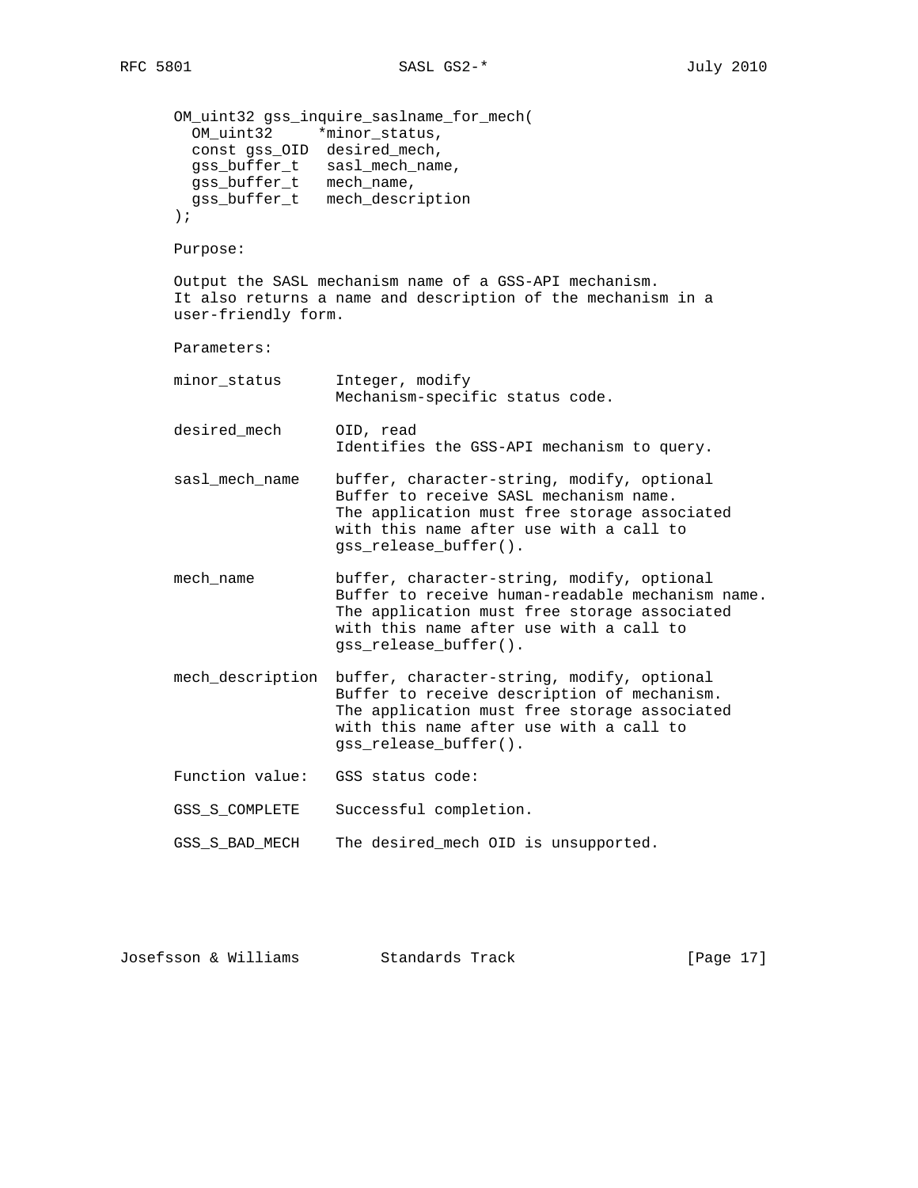```
OM_uint32 gss_inquire_saslname_for_mech(
  OM_uint32     *minor_status,
  const gss_OID  desired_mech,
  gss_buffer_t   sasl_mech_name,
  gss_buffer_t   mech_name,
  gss_buffer_t   mech_description
);
```

Purpose:

Output the SASL mechanism name of a GSS-API mechanism. It also returns a name and description of the mechanism in a user-friendly form.

Parameters:

```
minor_status      Integer, modify
                  Mechanism-specific status code.

desired_mech      OID, read
                  Identifies the GSS-API mechanism to query.

sasl_mech_name    buffer, character-string, modify, optional
                  Buffer to receive SASL mechanism name.
                  The application must free storage associated
                  with this name after use with a call to
                  gss_release_buffer().

mech_name         buffer, character-string, modify, optional
                  Buffer to receive human-readable mechanism name.
                  The application must free storage associated
                  with this name after use with a call to
                  gss_release_buffer().

mech_description  buffer, character-string, modify, optional
                  Buffer to receive description of mechanism.
                  The application must free storage associated
                  with this name after use with a call to
                  gss_release_buffer().

Function value:   GSS status code:

GSS_S_COMPLETE    Successful completion.

GSS_S_BAD_MECH    The desired_mech OID is unsupported.
```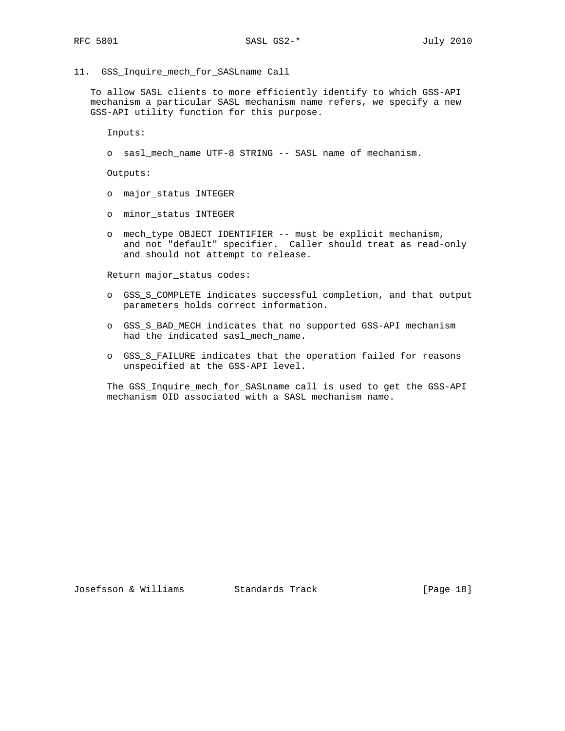## 11. GSS_Inquire_mech_for_SASLname Call

To allow SASL clients to more efficiently identify to which GSS-API mechanism a particular SASL mechanism name refers, we specify a new GSS-API utility function for this purpose.

Inputs:

- sasl_mech_name UTF-8 STRING -- SASL name of mechanism.

Outputs:

- major_status INTEGER
- minor_status INTEGER
- mech_type OBJECT IDENTIFIER -- must be explicit mechanism, and not "default" specifier. Caller should treat as read-only and should not attempt to release.

Return major_status codes:

- GSS_S_COMPLETE indicates successful completion, and that output parameters holds correct information.
- GSS_S_BAD_MECH indicates that no supported GSS-API mechanism had the indicated sasl_mech_name.
- GSS_S_FAILURE indicates that the operation failed for reasons unspecified at the GSS-API level.

The GSS_Inquire_mech_for_SASLname call is used to get the GSS-API mechanism OID associated with a SASL mechanism name.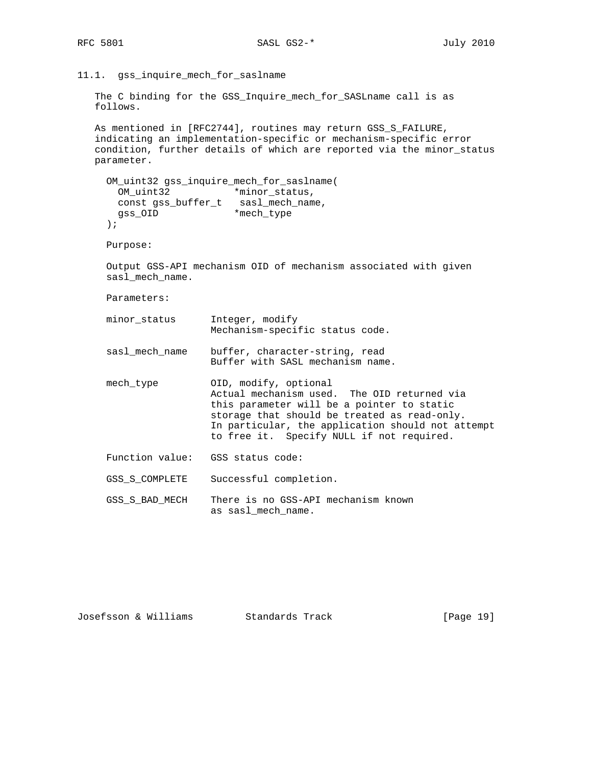### 11.1. gss_inquire_mech_for_saslname

The C binding for the GSS_Inquire_mech_for_SASLname call is as follows.

As mentioned in [RFC2744], routines may return GSS_S_FAILURE, indicating an implementation-specific or mechanism-specific error condition, further details of which are reported via the minor_status parameter.

```
OM_uint32 gss_inquire_mech_for_saslname(
  OM_uint32           *minor_status,
  const gss_buffer_t   sasl_mech_name,
  gss_OID             *mech_type
);
```

Purpose:

Output GSS-API mechanism OID of mechanism associated with given sasl_mech_name.

Parameters:

| | |
|---|---|
| minor_status | Integer, modify<br>Mechanism-specific status code. |
| sasl_mech_name | buffer, character-string, read<br>Buffer with SASL mechanism name. |
| mech_type | OID, modify, optional<br>Actual mechanism used. The OID returned via this parameter will be a pointer to static storage that should be treated as read-only. In particular, the application should not attempt to free it. Specify NULL if not required. |
| Function value: | GSS status code: |
| GSS_S_COMPLETE | Successful completion. |
| GSS_S_BAD_MECH | There is no GSS-API mechanism known as sasl_mech_name. |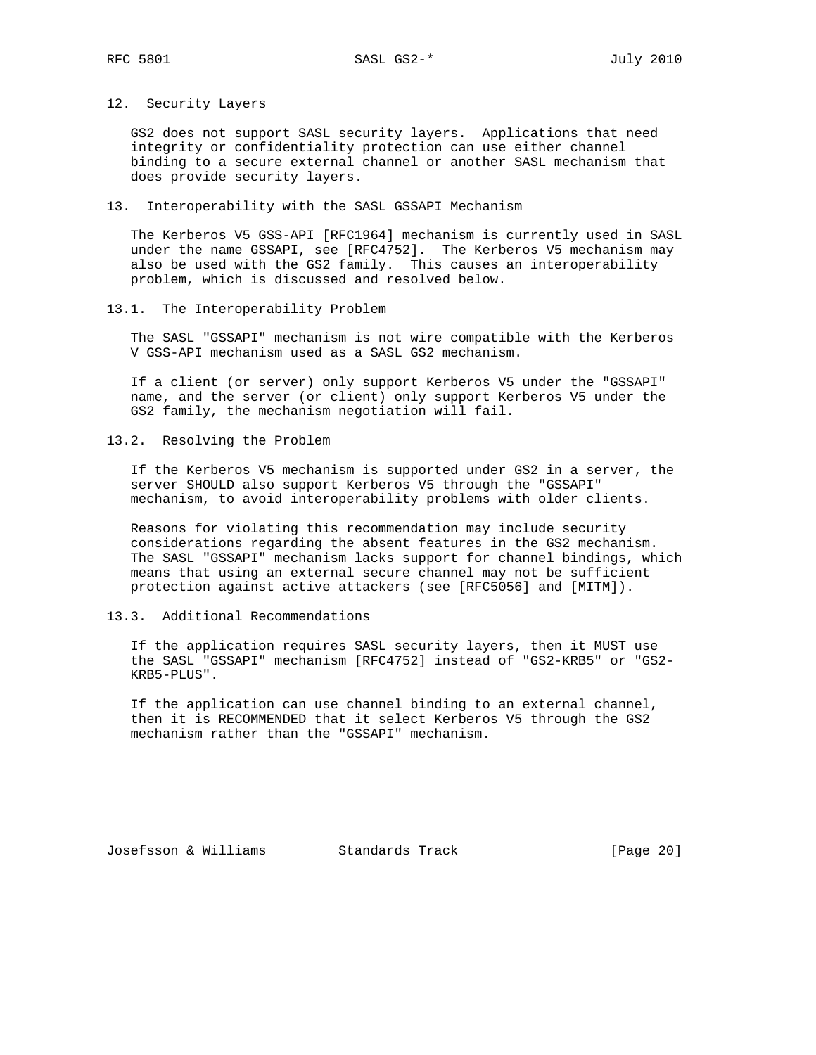## 12. Security Layers

GS2 does not support SASL security layers. Applications that need integrity or confidentiality protection can use either channel binding to a secure external channel or another SASL mechanism that does provide security layers.

## 13. Interoperability with the SASL GSSAPI Mechanism

The Kerberos V5 GSS-API [RFC1964] mechanism is currently used in SASL under the name GSSAPI, see [RFC4752]. The Kerberos V5 mechanism may also be used with the GS2 family. This causes an interoperability problem, which is discussed and resolved below.

### 13.1. The Interoperability Problem

The SASL "GSSAPI" mechanism is not wire compatible with the Kerberos V GSS-API mechanism used as a SASL GS2 mechanism.

If a client (or server) only support Kerberos V5 under the "GSSAPI" name, and the server (or client) only support Kerberos V5 under the GS2 family, the mechanism negotiation will fail.

### 13.2. Resolving the Problem

If the Kerberos V5 mechanism is supported under GS2 in a server, the server SHOULD also support Kerberos V5 through the "GSSAPI" mechanism, to avoid interoperability problems with older clients.

Reasons for violating this recommendation may include security considerations regarding the absent features in the GS2 mechanism. The SASL "GSSAPI" mechanism lacks support for channel bindings, which means that using an external secure channel may not be sufficient protection against active attackers (see [RFC5056] and [MITM]).

### 13.3. Additional Recommendations

If the application requires SASL security layers, then it MUST use the SASL "GSSAPI" mechanism [RFC4752] instead of "GS2-KRB5" or "GS2-KRB5-PLUS".

If the application can use channel binding to an external channel, then it is RECOMMENDED that it select Kerberos V5 through the GS2 mechanism rather than the "GSSAPI" mechanism.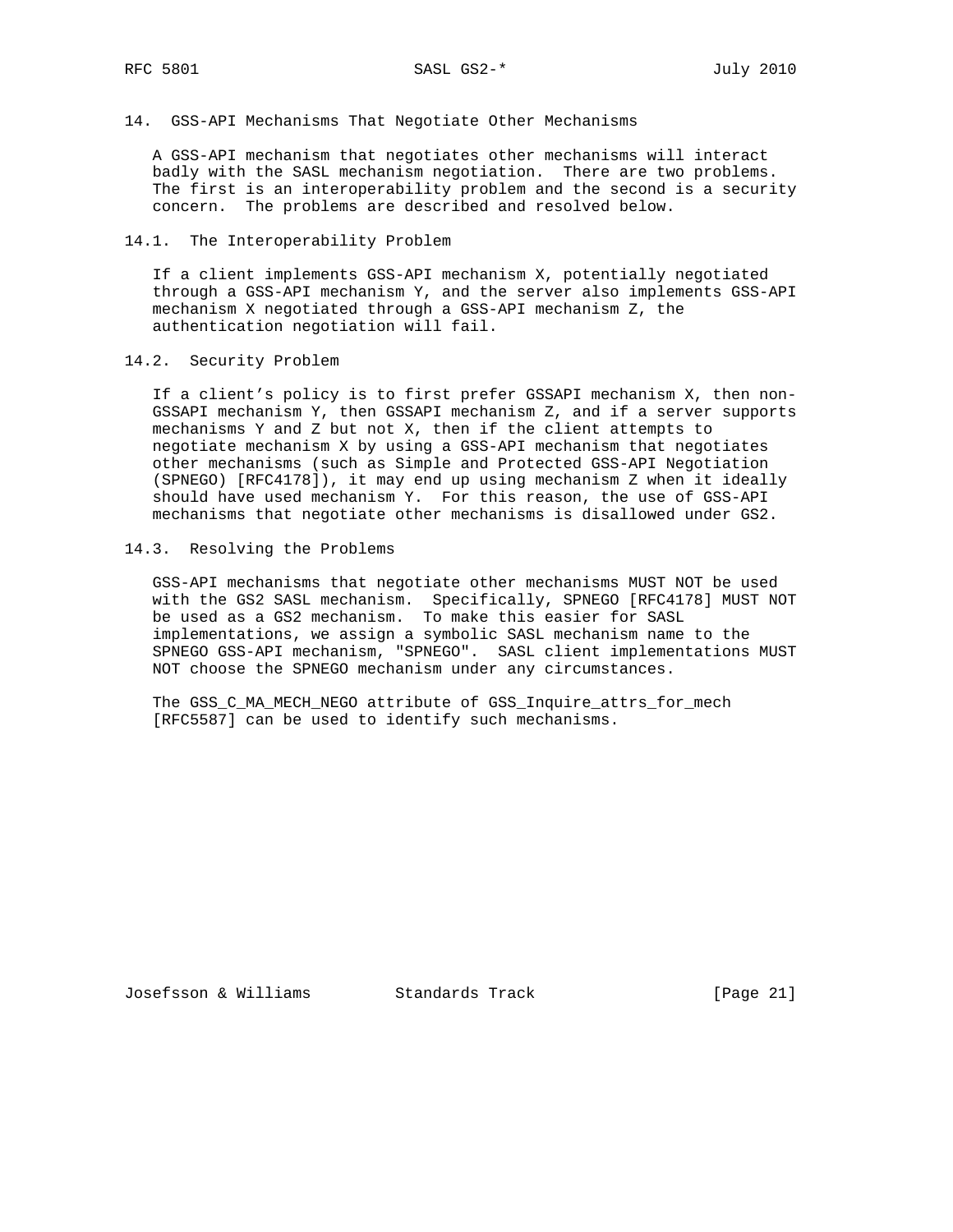## 14. GSS-API Mechanisms That Negotiate Other Mechanisms

A GSS-API mechanism that negotiates other mechanisms will interact badly with the SASL mechanism negotiation. There are two problems. The first is an interoperability problem and the second is a security concern. The problems are described and resolved below.

### 14.1. The Interoperability Problem

If a client implements GSS-API mechanism X, potentially negotiated through a GSS-API mechanism Y, and the server also implements GSS-API mechanism X negotiated through a GSS-API mechanism Z, the authentication negotiation will fail.

### 14.2. Security Problem

If a client's policy is to first prefer GSSAPI mechanism X, then non-GSSAPI mechanism Y, then GSSAPI mechanism Z, and if a server supports mechanisms Y and Z but not X, then if the client attempts to negotiate mechanism X by using a GSS-API mechanism that negotiates other mechanisms (such as Simple and Protected GSS-API Negotiation (SPNEGO) [RFC4178]), it may end up using mechanism Z when it ideally should have used mechanism Y. For this reason, the use of GSS-API mechanisms that negotiate other mechanisms is disallowed under GS2.

### 14.3. Resolving the Problems

GSS-API mechanisms that negotiate other mechanisms MUST NOT be used with the GS2 SASL mechanism. Specifically, SPNEGO [RFC4178] MUST NOT be used as a GS2 mechanism. To make this easier for SASL implementations, we assign a symbolic SASL mechanism name to the SPNEGO GSS-API mechanism, "SPNEGO". SASL client implementations MUST NOT choose the SPNEGO mechanism under any circumstances.

The GSS_C_MA_MECH_NEGO attribute of GSS_Inquire_attrs_for_mech [RFC5587] can be used to identify such mechanisms.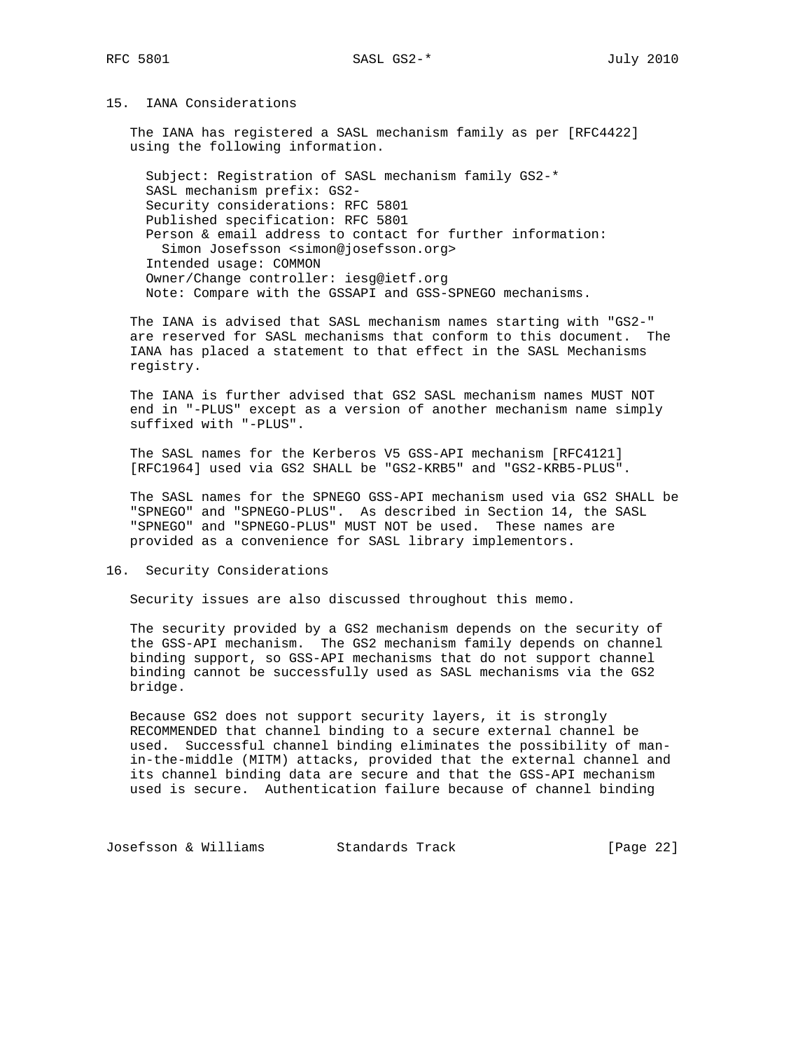## 15. IANA Considerations

The IANA has registered a SASL mechanism family as per [RFC4422] using the following information.

Subject: Registration of SASL mechanism family GS2-*
SASL mechanism prefix: GS2-
Security considerations: RFC 5801
Published specification: RFC 5801
Person & email address to contact for further information:
  Simon Josefsson <simon@josefsson.org>
Intended usage: COMMON
Owner/Change controller: iesg@ietf.org
Note: Compare with the GSSAPI and GSS-SPNEGO mechanisms.

The IANA is advised that SASL mechanism names starting with "GS2-" are reserved for SASL mechanisms that conform to this document. The IANA has placed a statement to that effect in the SASL Mechanisms registry.

The IANA is further advised that GS2 SASL mechanism names MUST NOT end in "-PLUS" except as a version of another mechanism name simply suffixed with "-PLUS".

The SASL names for the Kerberos V5 GSS-API mechanism [RFC4121] [RFC1964] used via GS2 SHALL be "GS2-KRB5" and "GS2-KRB5-PLUS".

The SASL names for the SPNEGO GSS-API mechanism used via GS2 SHALL be "SPNEGO" and "SPNEGO-PLUS". As described in Section 14, the SASL "SPNEGO" and "SPNEGO-PLUS" MUST NOT be used. These names are provided as a convenience for SASL library implementors.

## 16. Security Considerations

Security issues are also discussed throughout this memo.

The security provided by a GS2 mechanism depends on the security of the GSS-API mechanism. The GS2 mechanism family depends on channel binding support, so GSS-API mechanisms that do not support channel binding cannot be successfully used as SASL mechanisms via the GS2 bridge.

Because GS2 does not support security layers, it is strongly RECOMMENDED that channel binding to a secure external channel be used. Successful channel binding eliminates the possibility of man-in-the-middle (MITM) attacks, provided that the external channel and its channel binding data are secure and that the GSS-API mechanism used is secure. Authentication failure because of channel binding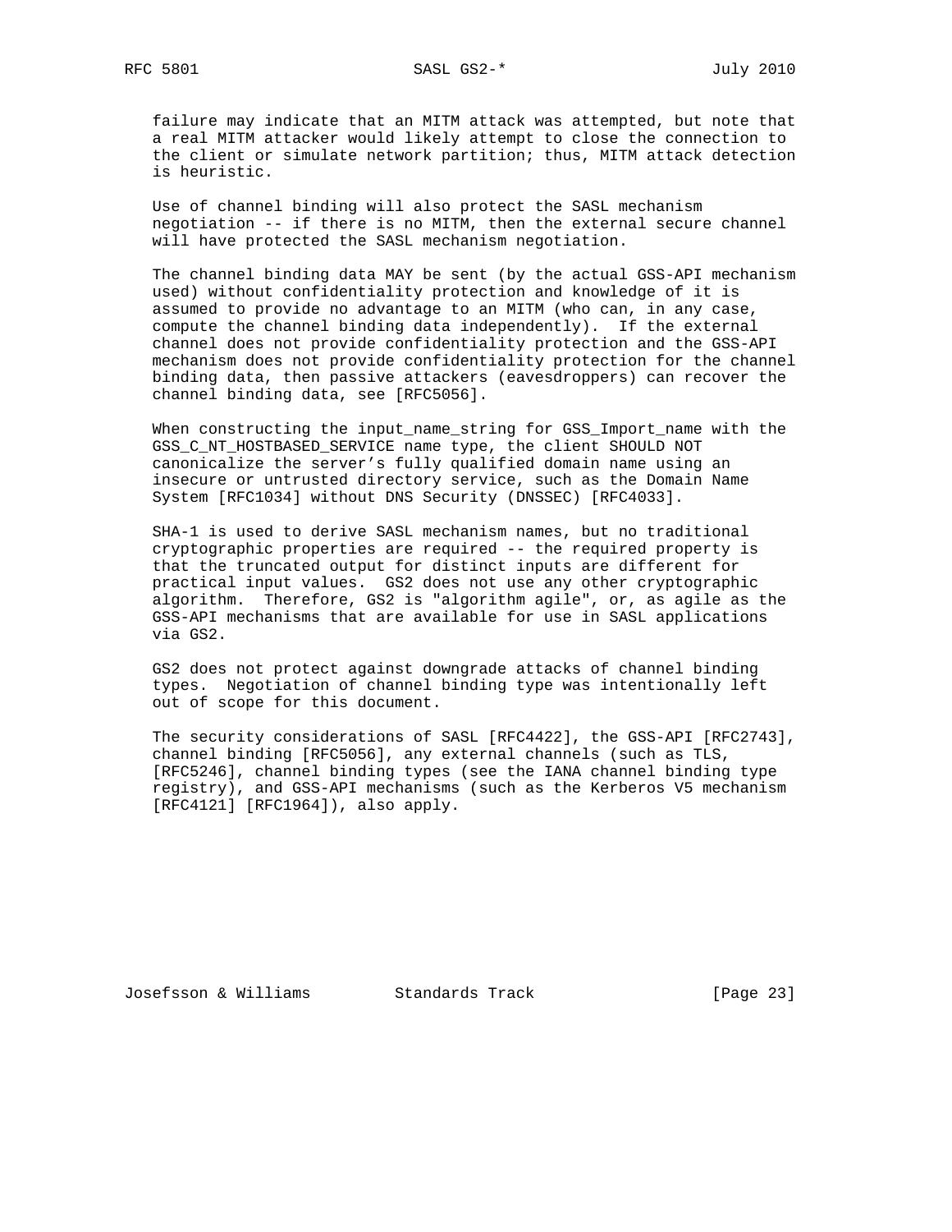failure may indicate that an MITM attack was attempted, but note that a real MITM attacker would likely attempt to close the connection to the client or simulate network partition; thus, MITM attack detection is heuristic.

Use of channel binding will also protect the SASL mechanism negotiation -- if there is no MITM, then the external secure channel will have protected the SASL mechanism negotiation.

The channel binding data MAY be sent (by the actual GSS-API mechanism used) without confidentiality protection and knowledge of it is assumed to provide no advantage to an MITM (who can, in any case, compute the channel binding data independently). If the external channel does not provide confidentiality protection and the GSS-API mechanism does not provide confidentiality protection for the channel binding data, then passive attackers (eavesdroppers) can recover the channel binding data, see [RFC5056].

When constructing the input_name_string for GSS_Import_name with the GSS_C_NT_HOSTBASED_SERVICE name type, the client SHOULD NOT canonicalize the server's fully qualified domain name using an insecure or untrusted directory service, such as the Domain Name System [RFC1034] without DNS Security (DNSSEC) [RFC4033].

SHA-1 is used to derive SASL mechanism names, but no traditional cryptographic properties are required -- the required property is that the truncated output for distinct inputs are different for practical input values. GS2 does not use any other cryptographic algorithm. Therefore, GS2 is "algorithm agile", or, as agile as the GSS-API mechanisms that are available for use in SASL applications via GS2.

GS2 does not protect against downgrade attacks of channel binding types. Negotiation of channel binding type was intentionally left out of scope for this document.

The security considerations of SASL [RFC4422], the GSS-API [RFC2743], channel binding [RFC5056], any external channels (such as TLS, [RFC5246], channel binding types (see the IANA channel binding type registry), and GSS-API mechanisms (such as the Kerberos V5 mechanism [RFC4121] [RFC1964]), also apply.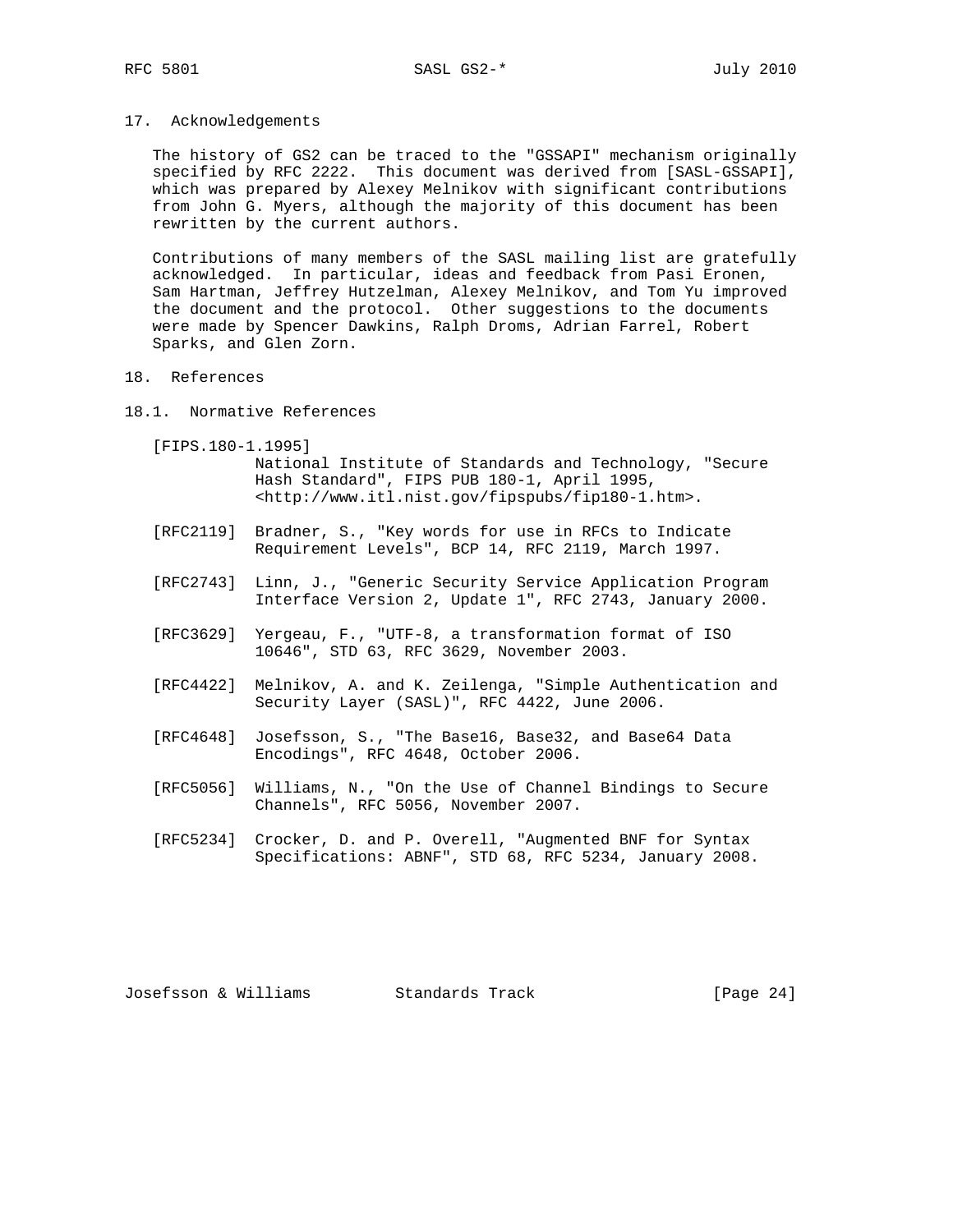## 17. Acknowledgements

The history of GS2 can be traced to the "GSSAPI" mechanism originally specified by RFC 2222. This document was derived from [SASL-GSSAPI], which was prepared by Alexey Melnikov with significant contributions from John G. Myers, although the majority of this document has been rewritten by the current authors.

Contributions of many members of the SASL mailing list are gratefully acknowledged. In particular, ideas and feedback from Pasi Eronen, Sam Hartman, Jeffrey Hutzelman, Alexey Melnikov, and Tom Yu improved the document and the protocol. Other suggestions to the documents were made by Spencer Dawkins, Ralph Droms, Adrian Farrel, Robert Sparks, and Glen Zorn.

## 18. References

### 18.1. Normative References

[FIPS.180-1.1995]
National Institute of Standards and Technology, "Secure Hash Standard", FIPS PUB 180-1, April 1995, <http://www.itl.nist.gov/fipspubs/fip180-1.htm>.

[RFC2119] Bradner, S., "Key words for use in RFCs to Indicate Requirement Levels", BCP 14, RFC 2119, March 1997.

[RFC2743] Linn, J., "Generic Security Service Application Program Interface Version 2, Update 1", RFC 2743, January 2000.

[RFC3629] Yergeau, F., "UTF-8, a transformation format of ISO 10646", STD 63, RFC 3629, November 2003.

[RFC4422] Melnikov, A. and K. Zeilenga, "Simple Authentication and Security Layer (SASL)", RFC 4422, June 2006.

[RFC4648] Josefsson, S., "The Base16, Base32, and Base64 Data Encodings", RFC 4648, October 2006.

[RFC5056] Williams, N., "On the Use of Channel Bindings to Secure Channels", RFC 5056, November 2007.

[RFC5234] Crocker, D. and P. Overell, "Augmented BNF for Syntax Specifications: ABNF", STD 68, RFC 5234, January 2008.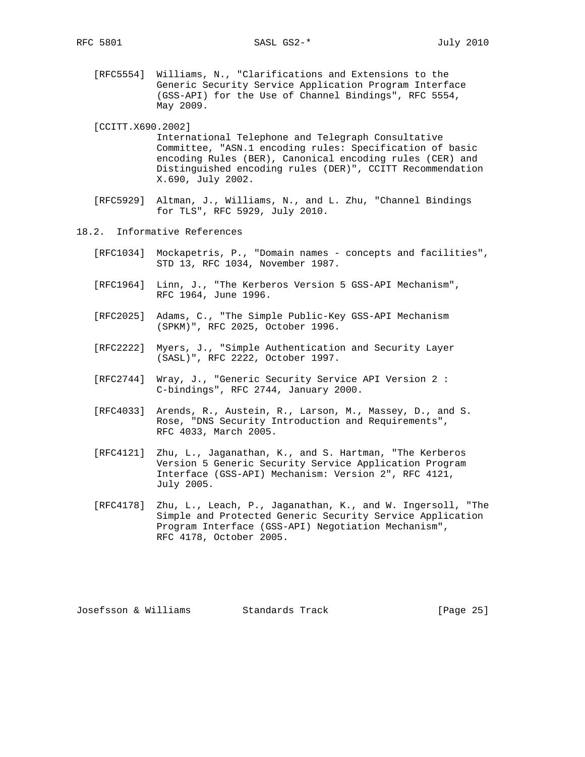[RFC5554] Williams, N., "Clarifications and Extensions to the Generic Security Service Application Program Interface (GSS-API) for the Use of Channel Bindings", RFC 5554, May 2009.

[CCITT.X690.2002] International Telephone and Telegraph Consultative Committee, "ASN.1 encoding rules: Specification of basic encoding Rules (BER), Canonical encoding rules (CER) and Distinguished encoding rules (DER)", CCITT Recommendation X.690, July 2002.

[RFC5929] Altman, J., Williams, N., and L. Zhu, "Channel Bindings for TLS", RFC 5929, July 2010.

### 18.2. Informative References

[RFC1034] Mockapetris, P., "Domain names - concepts and facilities", STD 13, RFC 1034, November 1987.

[RFC1964] Linn, J., "The Kerberos Version 5 GSS-API Mechanism", RFC 1964, June 1996.

[RFC2025] Adams, C., "The Simple Public-Key GSS-API Mechanism (SPKM)", RFC 2025, October 1996.

[RFC2222] Myers, J., "Simple Authentication and Security Layer (SASL)", RFC 2222, October 1997.

[RFC2744] Wray, J., "Generic Security Service API Version 2 : C-bindings", RFC 2744, January 2000.

[RFC4033] Arends, R., Austein, R., Larson, M., Massey, D., and S. Rose, "DNS Security Introduction and Requirements", RFC 4033, March 2005.

[RFC4121] Zhu, L., Jaganathan, K., and S. Hartman, "The Kerberos Version 5 Generic Security Service Application Program Interface (GSS-API) Mechanism: Version 2", RFC 4121, July 2005.

[RFC4178] Zhu, L., Leach, P., Jaganathan, K., and W. Ingersoll, "The Simple and Protected Generic Security Service Application Program Interface (GSS-API) Negotiation Mechanism", RFC 4178, October 2005.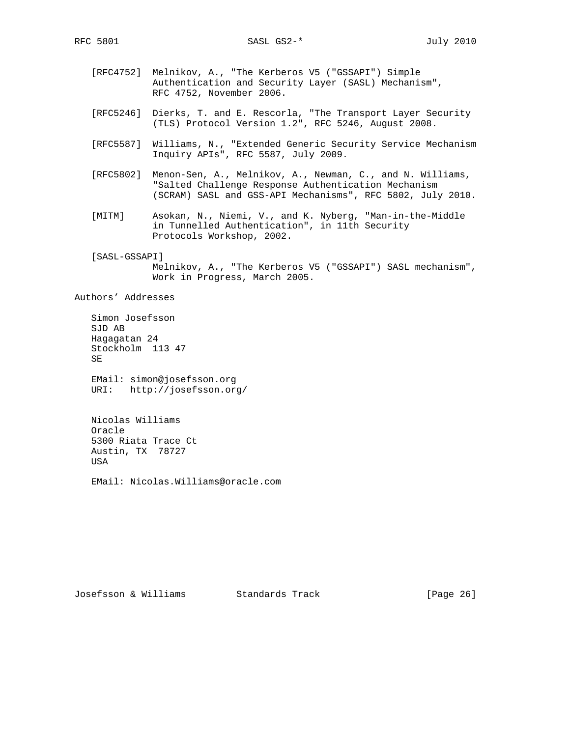[RFC4752] Melnikov, A., "The Kerberos V5 ("GSSAPI") Simple Authentication and Security Layer (SASL) Mechanism", RFC 4752, November 2006.

[RFC5246] Dierks, T. and E. Rescorla, "The Transport Layer Security (TLS) Protocol Version 1.2", RFC 5246, August 2008.

[RFC5587] Williams, N., "Extended Generic Security Service Mechanism Inquiry APIs", RFC 5587, July 2009.

[RFC5802] Menon-Sen, A., Melnikov, A., Newman, C., and N. Williams, "Salted Challenge Response Authentication Mechanism (SCRAM) SASL and GSS-API Mechanisms", RFC 5802, July 2010.

[MITM] Asokan, N., Niemi, V., and K. Nyberg, "Man-in-the-Middle in Tunnelled Authentication", in 11th Security Protocols Workshop, 2002.

[SASL-GSSAPI] Melnikov, A., "The Kerberos V5 ("GSSAPI") SASL mechanism", Work in Progress, March 2005.

# Authors' Addresses

Simon Josefsson
SJD AB
Hagagatan 24
Stockholm 113 47
SE

EMail: simon@josefsson.org
URI: http://josefsson.org/

Nicolas Williams
Oracle
5300 Riata Trace Ct
Austin, TX 78727
USA

EMail: Nicolas.Williams@oracle.com